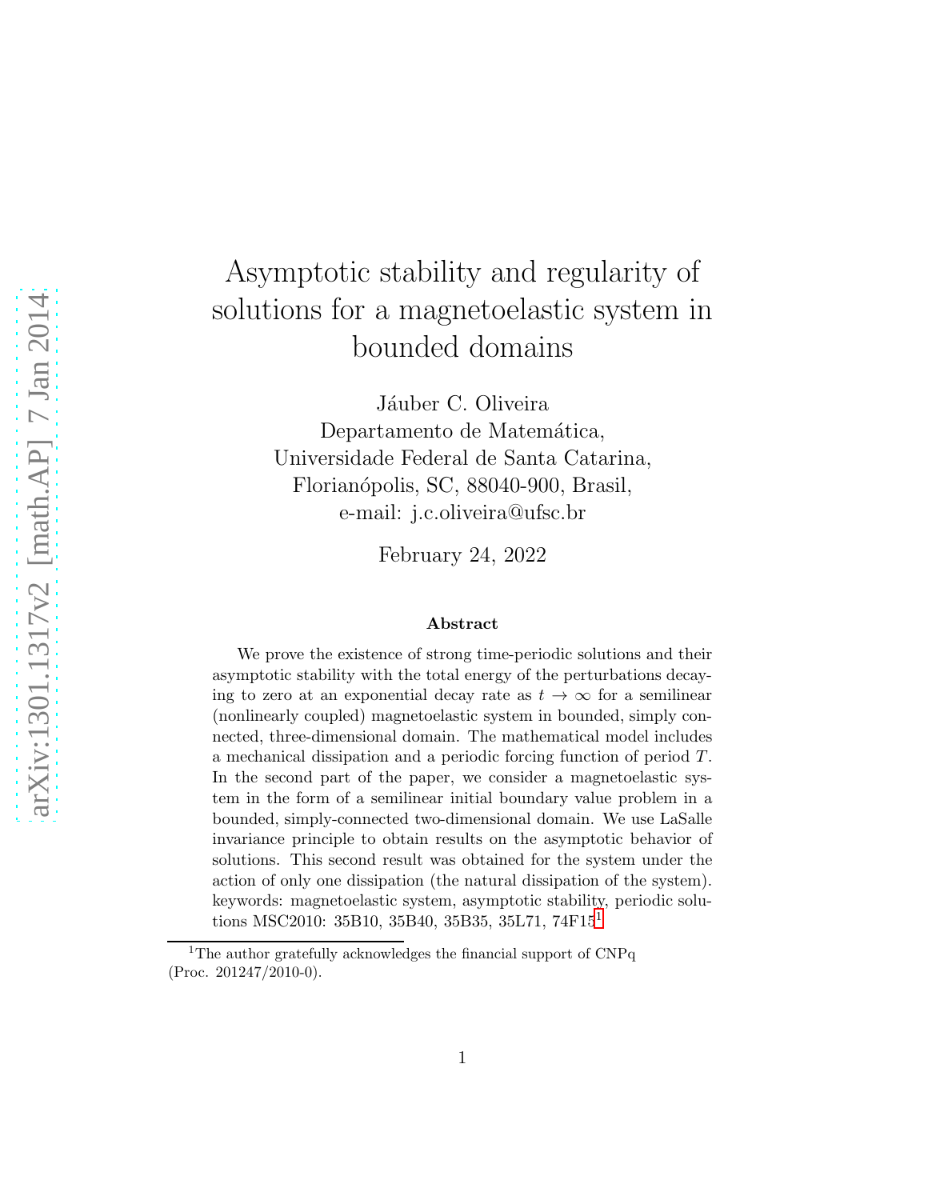# Asymptotic stability and regularity of solutions for a magnetoelastic system in bounded domains

Jáuber C. Oliveira
Departamento de Matemática,
Universidade Federal de Santa Catarina,
Florianópolis, SC, 88040-900, Brasil,
e-mail: j.c.oliveira@ufsc.br

February 24, 2022

### Abstract

We prove the existence of strong time-periodic solutions and their asymptotic stability with the total energy of the perturbations decaying to zero at an exponential decay rate as $t \to \infty$ for a semilinear (nonlinearly coupled) magnetoelastic system in bounded, simply connected, three-dimensional domain. The mathematical model includes a mechanical dissipation and a periodic forcing function of period $T$. In the second part of the paper, we consider a magnetoelastic system in the form of a semilinear initial boundary value problem in a bounded, simply-connected two-dimensional domain. We use LaSalle invariance principle to obtain results on the asymptotic behavior of solutions. This second result was obtained for the system under the action of only one dissipation (the natural dissipation of the system). keywords: magnetoelastic system, asymptotic stability, periodic solutions MSC2010: 35B10, 35B40, 35B35, 35L71, 74F15[1]

[1]The author gratefully acknowledges the financial support of CNPq (Proc. 201247/2010-0).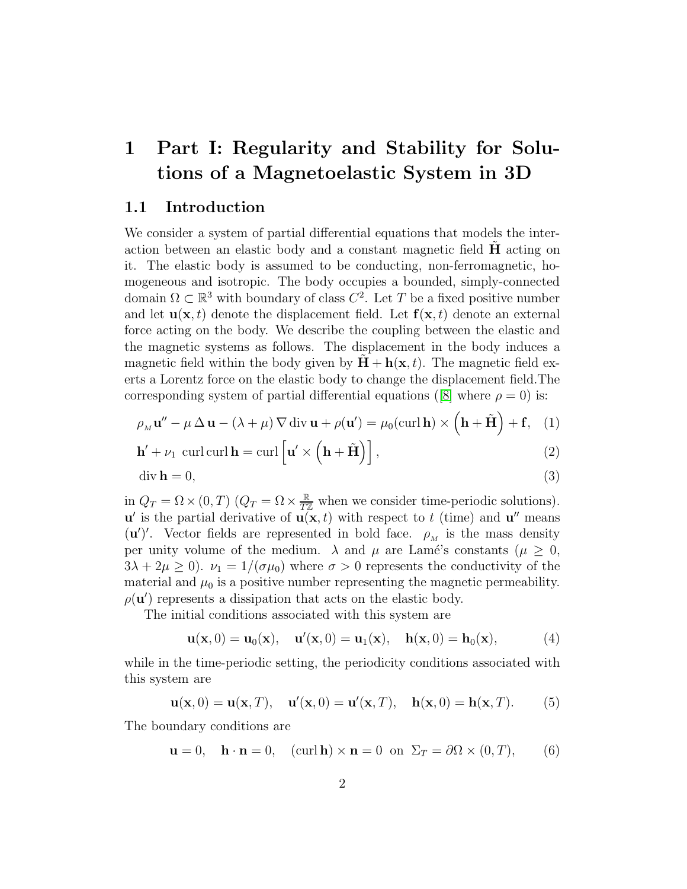# 1 Part I: Regularity and Stability for Solutions of a Magnetoelastic System in 3D

## 1.1 Introduction

We consider a system of partial differential equations that models the interaction between an elastic body and a constant magnetic field $\tilde{\mathbf{H}}$ acting on it. The elastic body is assumed to be conducting, non-ferromagnetic, homogeneous and isotropic. The body occupies a bounded, simply-connected domain $\Omega \subset \mathbb{R}^3$ with boundary of class $C^2$. Let $T$ be a fixed positive number and let $\mathbf{u}(\mathbf{x}, t)$ denote the displacement field. Let $\mathbf{f}(\mathbf{x}, t)$ denote an external force acting on the body. We describe the coupling between the elastic and the magnetic systems as follows. The displacement in the body induces a magnetic field within the body given by $\tilde{\mathbf{H}} + \mathbf{h}(\mathbf{x}, t)$. The magnetic field exerts a Lorentz force on the elastic body to change the displacement field.The corresponding system of partial differential equations ([8] where $\rho = 0$) is:

$$\rho_{_M} \mathbf{u}'' - \mu \, \Delta \, \mathbf{u} - (\lambda + \mu) \, \nabla \operatorname{div} \mathbf{u} + \rho(\mathbf{u}') = \mu_0 (\operatorname{curl} \mathbf{h}) \times \left( \mathbf{h} + \tilde{\mathbf{H}} \right) + \mathbf{f}, \quad (1)$$

$$\mathbf{h}' + \nu_1 \ \operatorname{curl} \operatorname{curl} \mathbf{h} = \operatorname{curl} \left[ \mathbf{u}' \times \left( \mathbf{h} + \tilde{\mathbf{H}} \right) \right], \quad (2)$$

$$\operatorname{div} \mathbf{h} = 0, \quad (3)$$

in $Q_T = \Omega \times (0, T)$ ($Q_T = \Omega \times \frac{\mathbb{R}}{T\mathbb{Z}}$ when we consider time-periodic solutions). $\mathbf{u}'$ is the partial derivative of $\mathbf{u}(\mathbf{x}, t)$ with respect to $t$ (time) and $\mathbf{u}''$ means $(\mathbf{u}')'$. Vector fields are represented in bold face. $\rho_{_M}$ is the mass density per unity volume of the medium. $\lambda$ and $\mu$ are Lamé's constants ($\mu \geq 0$, $3\lambda + 2\mu \geq 0$). $\nu_1 = 1/(\sigma \mu_0)$ where $\sigma > 0$ represents the conductivity of the material and $\mu_0$ is a positive number representing the magnetic permeability. $\rho(\mathbf{u}')$ represents a dissipation that acts on the elastic body.

The initial conditions associated with this system are

$$\mathbf{u}(\mathbf{x}, 0) = \mathbf{u}_0(\mathbf{x}), \quad \mathbf{u}'(\mathbf{x}, 0) = \mathbf{u}_1(\mathbf{x}), \quad \mathbf{h}(\mathbf{x}, 0) = \mathbf{h}_0(\mathbf{x}), \quad (4)$$

while in the time-periodic setting, the periodicity conditions associated with this system are

$$\mathbf{u}(\mathbf{x}, 0) = \mathbf{u}(\mathbf{x}, T), \quad \mathbf{u}'(\mathbf{x}, 0) = \mathbf{u}'(\mathbf{x}, T), \quad \mathbf{h}(\mathbf{x}, 0) = \mathbf{h}(\mathbf{x}, T). \quad (5)$$

The boundary conditions are

$$\mathbf{u} = 0, \quad \mathbf{h} \cdot \mathbf{n} = 0, \quad (\operatorname{curl} \mathbf{h}) \times \mathbf{n} = 0 \ \text{ on } \ \Sigma_T = \partial\Omega \times (0, T), \quad (6)$$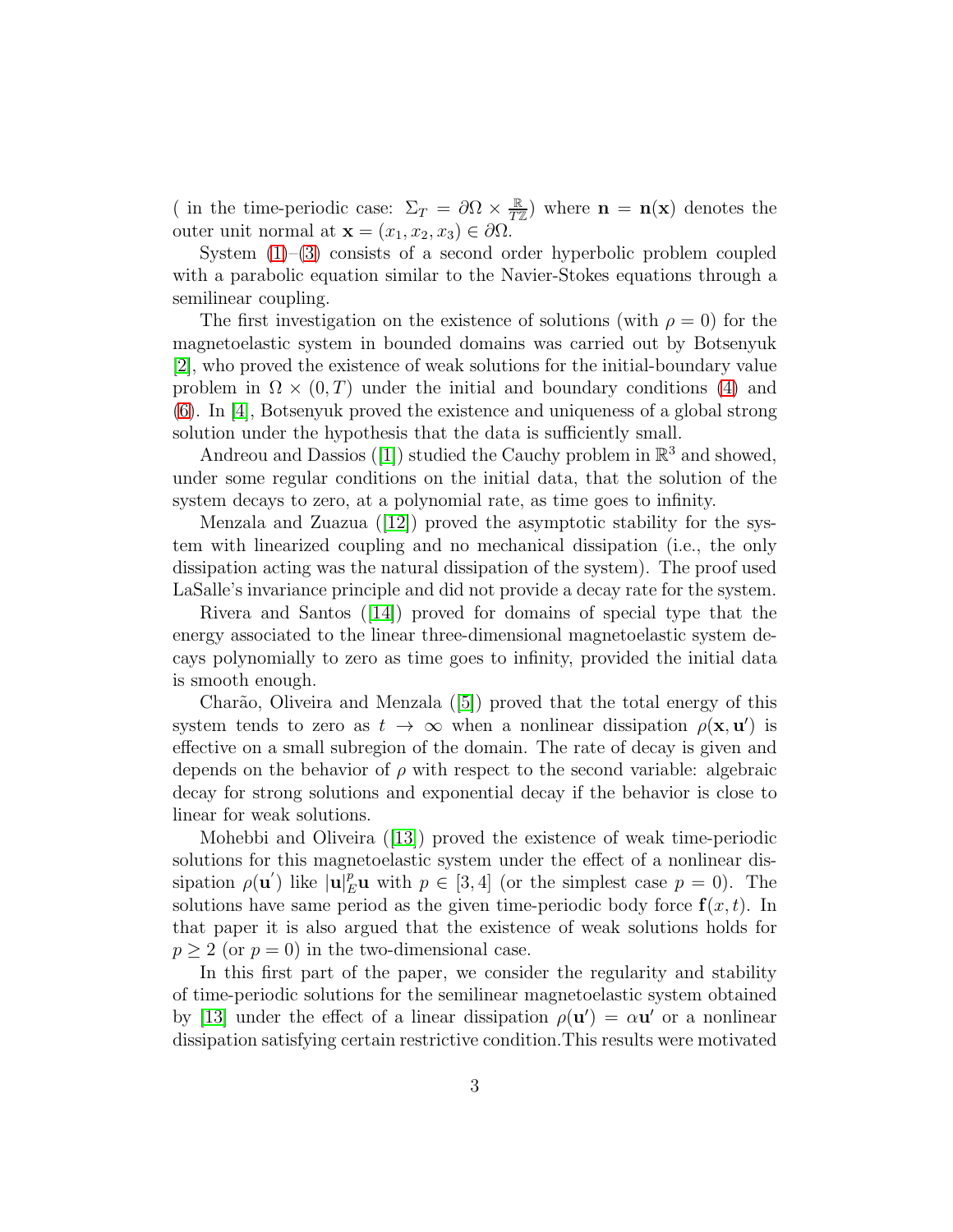( in the time-periodic case: $\Sigma_T = \partial\Omega \times \frac{\mathbb{R}}{T\mathbb{Z}}$) where $\mathbf{n} = \mathbf{n}(\mathbf{x})$ denotes the outer unit normal at $\mathbf{x} = (x_1, x_2, x_3) \in \partial\Omega$.

System (1)–(3) consists of a second order hyperbolic problem coupled with a parabolic equation similar to the Navier-Stokes equations through a semilinear coupling.

The first investigation on the existence of solutions (with $\rho = 0$) for the magnetoelastic system in bounded domains was carried out by Botsenyuk [2], who proved the existence of weak solutions for the initial-boundary value problem in $\Omega \times (0, T)$ under the initial and boundary conditions (4) and (6). In [4], Botsenyuk proved the existence and uniqueness of a global strong solution under the hypothesis that the data is sufficiently small.

Andreou and Dassios ([1]) studied the Cauchy problem in $\mathbb{R}^3$ and showed, under some regular conditions on the initial data, that the solution of the system decays to zero, at a polynomial rate, as time goes to infinity.

Menzala and Zuazua ([12]) proved the asymptotic stability for the system with linearized coupling and no mechanical dissipation (i.e., the only dissipation acting was the natural dissipation of the system). The proof used LaSalle's invariance principle and did not provide a decay rate for the system.

Rivera and Santos ([14]) proved for domains of special type that the energy associated to the linear three-dimensional magnetoelastic system decays polynomially to zero as time goes to infinity, provided the initial data is smooth enough.

Charão, Oliveira and Menzala ([5]) proved that the total energy of this system tends to zero as $t \to \infty$ when a nonlinear dissipation $\rho(\mathbf{x}, \mathbf{u}')$ is effective on a small subregion of the domain. The rate of decay is given and depends on the behavior of $\rho$ with respect to the second variable: algebraic decay for strong solutions and exponential decay if the behavior is close to linear for weak solutions.

Mohebbi and Oliveira ([13]) proved the existence of weak time-periodic solutions for this magnetoelastic system under the effect of a nonlinear dissipation $\rho(\mathbf{u}')$ like $|\mathbf{u}|_E^p \mathbf{u}$ with $p \in [3, 4]$ (or the simplest case $p = 0$). The solutions have same period as the given time-periodic body force $\mathbf{f}(x, t)$. In that paper it is also argued that the existence of weak solutions holds for $p \geq 2$ (or $p = 0$) in the two-dimensional case.

In this first part of the paper, we consider the regularity and stability of time-periodic solutions for the semilinear magnetoelastic system obtained by [13] under the effect of a linear dissipation $\rho(\mathbf{u}') = \alpha\mathbf{u}'$ or a nonlinear dissipation satisfying certain restrictive condition.This results were motivated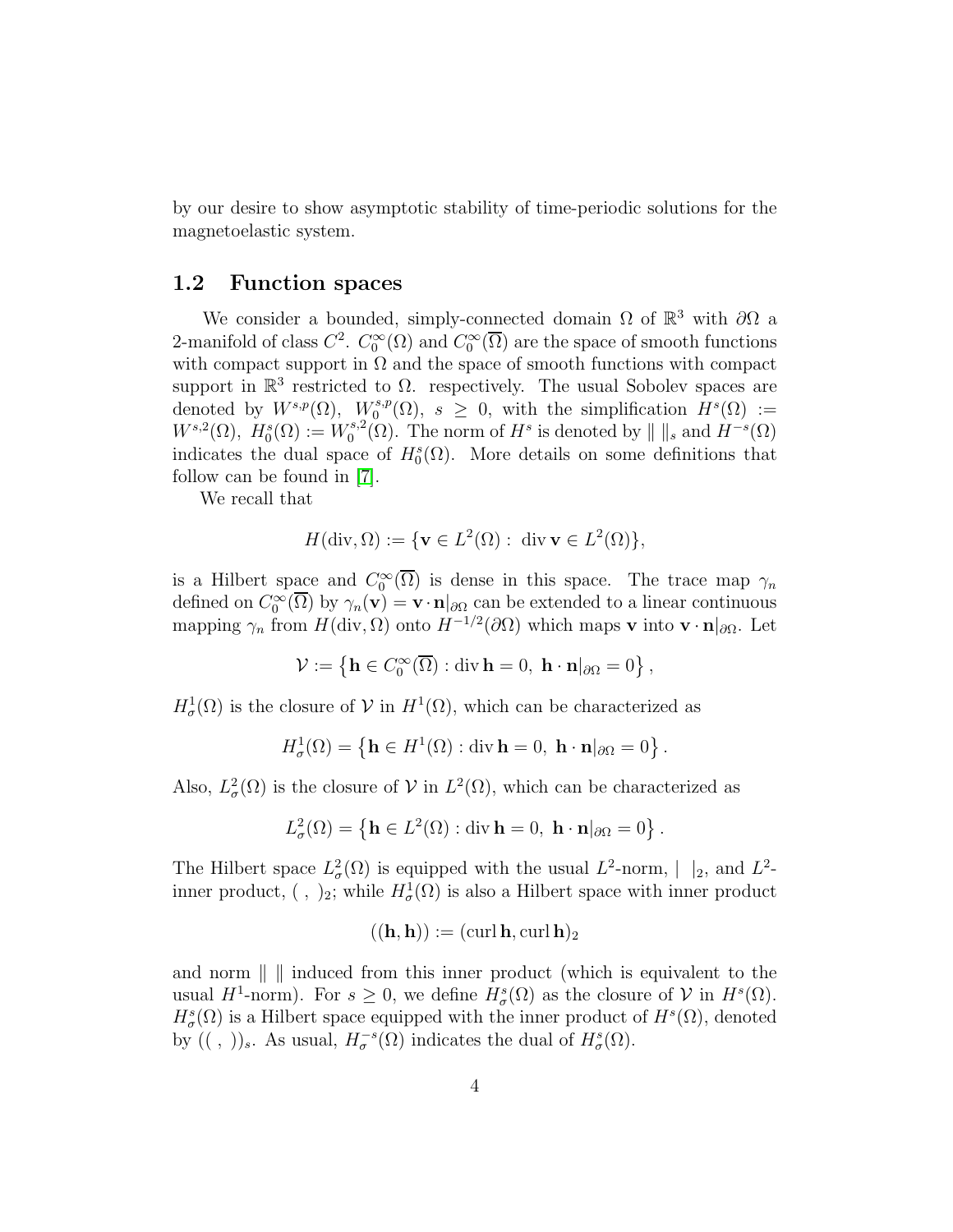by our desire to show asymptotic stability of time-periodic solutions for the magnetoelastic system.

## 1.2 Function spaces

We consider a bounded, simply-connected domain $\Omega$ of $\mathbb{R}^3$ with $\partial\Omega$ a 2-manifold of class $C^2$. $C_0^\infty(\Omega)$ and $C_0^\infty(\overline{\Omega})$ are the space of smooth functions with compact support in $\Omega$ and the space of smooth functions with compact support in $\mathbb{R}^3$ restricted to $\Omega$. respectively. The usual Sobolev spaces are denoted by $W^{s,p}(\Omega)$, $W_0^{s,p}(\Omega)$, $s \geq 0$, with the simplification $H^s(\Omega) := W^{s,2}(\Omega)$, $H_0^s(\Omega) := W_0^{s,2}(\Omega)$. The norm of $H^s$ is denoted by $\| \, \|_s$ and $H^{-s}(\Omega)$ indicates the dual space of $H_0^s(\Omega)$. More details on some definitions that follow can be found in [7].

We recall that

$$H(\operatorname{div}, \Omega) := \{\mathbf{v} \in L^2(\Omega) : \operatorname{div} \mathbf{v} \in L^2(\Omega)\},$$

is a Hilbert space and $C_0^\infty(\overline{\Omega})$ is dense in this space. The trace map $\gamma_n$ defined on $C_0^\infty(\overline{\Omega})$ by $\gamma_n(\mathbf{v}) = \mathbf{v} \cdot \mathbf{n}|_{\partial\Omega}$ can be extended to a linear continuous mapping $\gamma_n$ from $H(\operatorname{div}, \Omega)$ onto $H^{-1/2}(\partial\Omega)$ which maps $\mathbf{v}$ into $\mathbf{v} \cdot \mathbf{n}|_{\partial\Omega}$. Let

$$\mathcal{V} := \left\{ \mathbf{h} \in C_0^\infty(\overline{\Omega}) : \operatorname{div} \mathbf{h} = 0, \ \mathbf{h} \cdot \mathbf{n}|_{\partial\Omega} = 0 \right\},$$

$H_\sigma^1(\Omega)$ is the closure of $\mathcal{V}$ in $H^1(\Omega)$, which can be characterized as

$$H_\sigma^1(\Omega) = \left\{ \mathbf{h} \in H^1(\Omega) : \operatorname{div} \mathbf{h} = 0, \ \mathbf{h} \cdot \mathbf{n}|_{\partial\Omega} = 0 \right\}.$$

Also, $L_\sigma^2(\Omega)$ is the closure of $\mathcal{V}$ in $L^2(\Omega)$, which can be characterized as

$$L_\sigma^2(\Omega) = \left\{ \mathbf{h} \in L^2(\Omega) : \operatorname{div} \mathbf{h} = 0, \ \mathbf{h} \cdot \mathbf{n}|_{\partial\Omega} = 0 \right\}.$$

The Hilbert space $L_\sigma^2(\Omega)$ is equipped with the usual $L^2$-norm, $| \ |_2$, and $L^2$-inner product, $( \ , \ )_2$; while $H_\sigma^1(\Omega)$ is also a Hilbert space with inner product

$$((\mathbf{h}, \mathbf{h})) := (\operatorname{curl} \mathbf{h}, \operatorname{curl} \mathbf{h})_2$$

and norm $\| \ \|$ induced from this inner product (which is equivalent to the usual $H^1$-norm). For $s \geq 0$, we define $H_\sigma^s(\Omega)$ as the closure of $\mathcal{V}$ in $H^s(\Omega)$. $H_\sigma^s(\Omega)$ is a Hilbert space equipped with the inner product of $H^s(\Omega)$, denoted by $(( \ , \ ))_s$. As usual, $H_\sigma^{-s}(\Omega)$ indicates the dual of $H_\sigma^s(\Omega)$.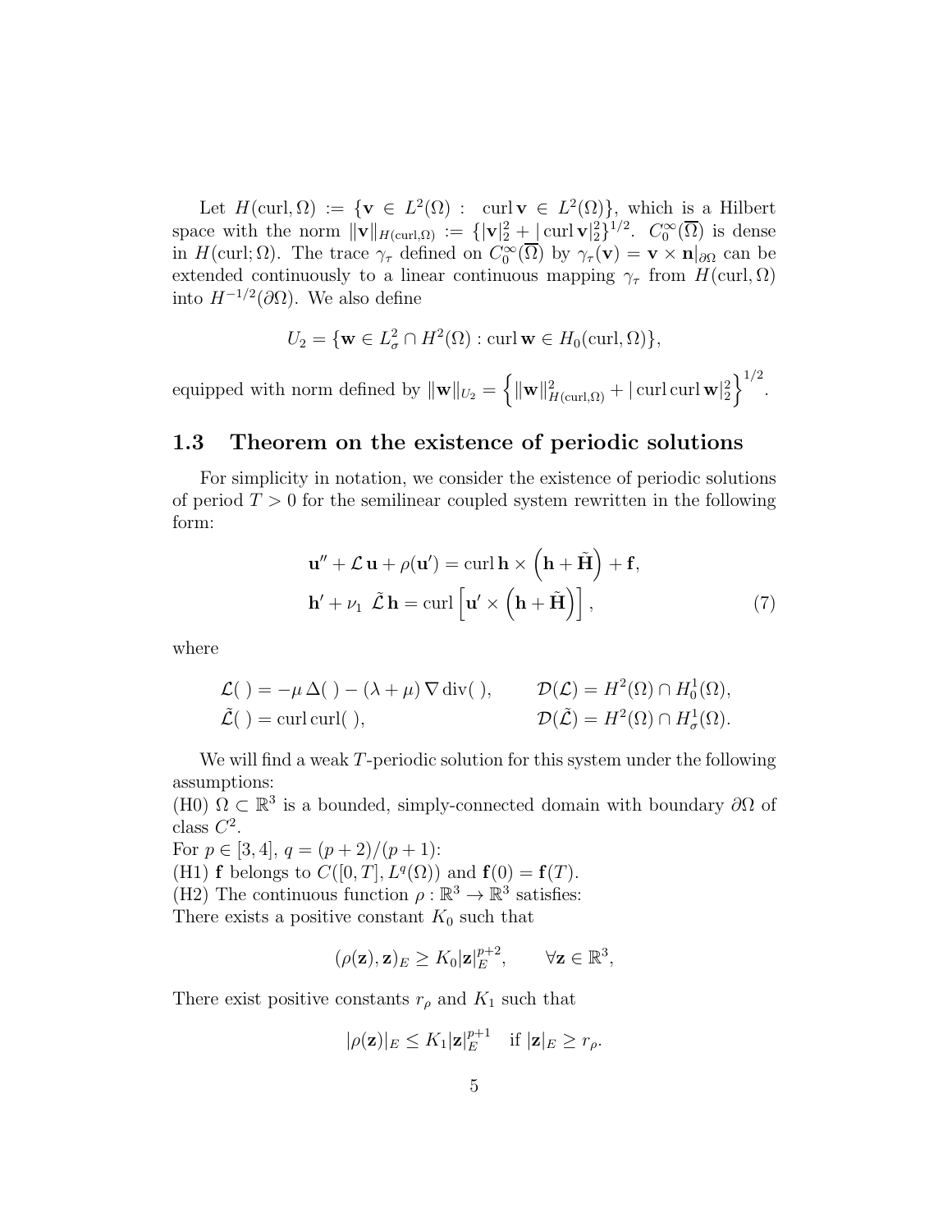Let $H(\mathrm{curl}, \Omega) := \{\mathbf{v} \in L^2(\Omega) : \ \mathrm{curl}\, \mathbf{v} \in L^2(\Omega)\}$, which is a Hilbert space with the norm $\|\mathbf{v}\|_{H(\mathrm{curl},\Omega)} := \{|\mathbf{v}|_2^2 + |\,\mathrm{curl}\,\mathbf{v}|_2^2\}^{1/2}$. $C_0^\infty(\overline{\Omega})$ is dense in $H(\mathrm{curl}; \Omega)$. The trace $\gamma_\tau$ defined on $C_0^\infty(\overline{\Omega})$ by $\gamma_\tau(\mathbf{v}) = \mathbf{v} \times \mathbf{n}|_{\partial\Omega}$ can be extended continuously to a linear continuous mapping $\gamma_\tau$ from $H(\mathrm{curl}, \Omega)$ into $H^{-1/2}(\partial\Omega)$. We also define

$$U_2 = \{\mathbf{w} \in L^2_\sigma \cap H^2(\Omega) : \mathrm{curl}\, \mathbf{w} \in H_0(\mathrm{curl}, \Omega)\},$$

equipped with norm defined by $\|\mathbf{w}\|_{U_2} = \left\{ \|\mathbf{w}\|^2_{H(\mathrm{curl},\Omega)} + |\,\mathrm{curl}\,\mathrm{curl}\,\mathbf{w}|_2^2 \right\}^{1/2}$.

## 1.3 Theorem on the existence of periodic solutions

For simplicity in notation, we consider the existence of periodic solutions of period $T > 0$ for the semilinear coupled system rewritten in the following form:

$$\begin{aligned} &\mathbf{u}'' + \mathcal{L}\,\mathbf{u} + \rho(\mathbf{u}') = \mathrm{curl}\,\mathbf{h} \times \left(\mathbf{h} + \tilde{\mathbf{H}}\right) + \mathbf{f}, \\ &\mathbf{h}' + \nu_1 \ \tilde{\mathcal{L}}\,\mathbf{h} = \mathrm{curl}\left[\mathbf{u}' \times \left(\mathbf{h} + \tilde{\mathbf{H}}\right)\right], \end{aligned} \tag{7}$$

where

$$\begin{aligned} &\mathcal{L}(\ ) = -\mu\,\Delta(\ ) - (\lambda + \mu)\,\nabla\,\mathrm{div}(\ ), \qquad &&\mathcal{D}(\mathcal{L}) = H^2(\Omega) \cap H_0^1(\Omega), \\ &\tilde{\mathcal{L}}(\ ) = \mathrm{curl}\,\mathrm{curl}(\ ), &&\mathcal{D}(\tilde{\mathcal{L}}) = H^2(\Omega) \cap H_\sigma^1(\Omega). \end{aligned}$$

We will find a weak $T$-periodic solution for this system under the following assumptions:

(H0) $\Omega \subset \mathbb{R}^3$ is a bounded, simply-connected domain with boundary $\partial\Omega$ of class $C^2$.

For $p \in [3, 4]$, $q = (p + 2)/(p + 1)$:

(H1) $\mathbf{f}$ belongs to $C([0, T], L^q(\Omega))$ and $\mathbf{f}(0) = \mathbf{f}(T)$.

(H2) The continuous function $\rho : \mathbb{R}^3 \to \mathbb{R}^3$ satisfies:

There exists a positive constant $K_0$ such that

$$(\rho(\mathbf{z}), \mathbf{z})_E \geq K_0 |\mathbf{z}|_E^{p+2}, \qquad \forall \mathbf{z} \in \mathbb{R}^3,$$

There exist positive constants $r_\rho$ and $K_1$ such that

$$|\rho(\mathbf{z})|_E \leq K_1 |\mathbf{z}|_E^{p+1} \quad \text{if } |\mathbf{z}|_E \geq r_\rho.$$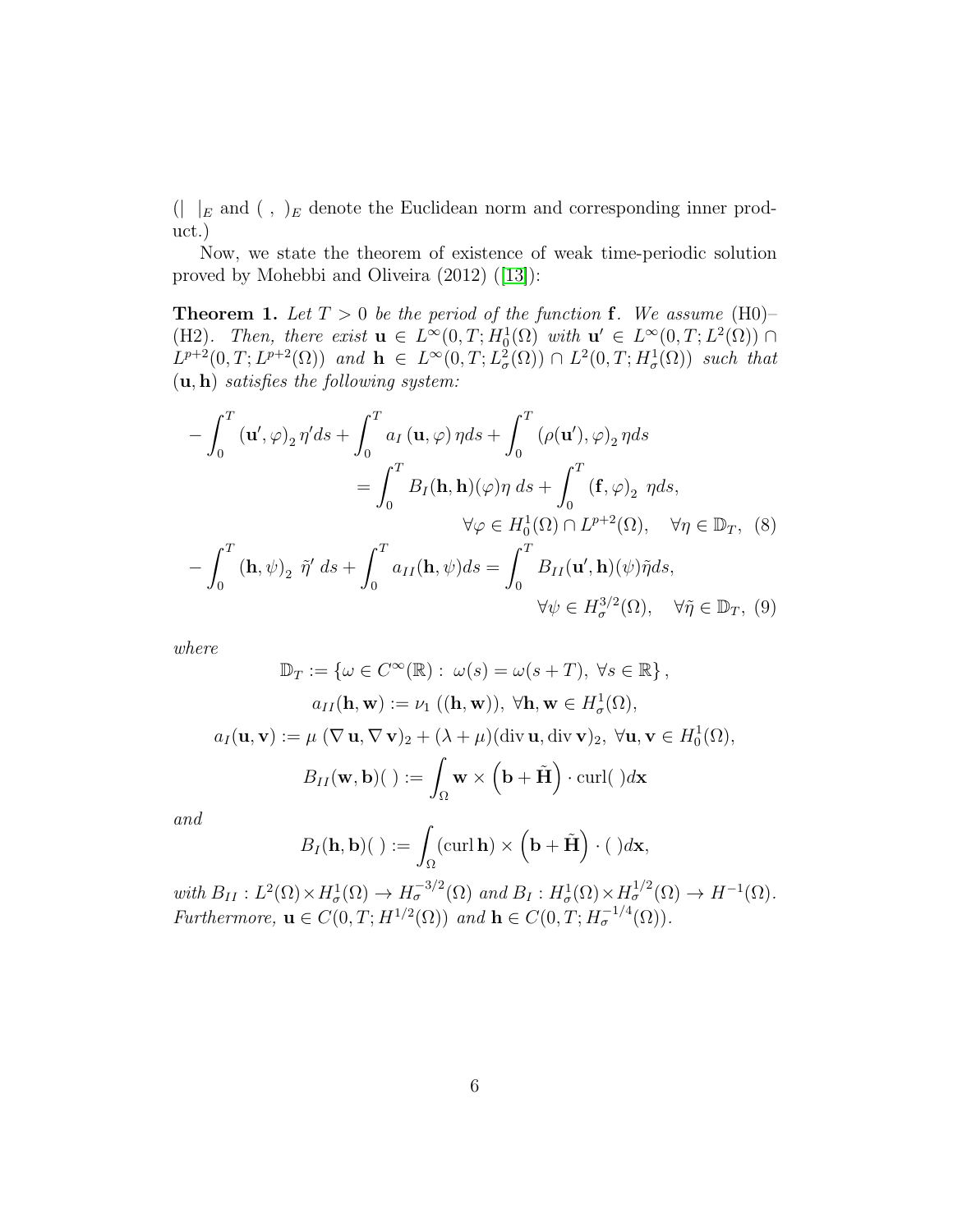($| \ |_E$ and $( \ , \ )_E$ denote the Euclidean norm and corresponding inner product.)

Now, we state the theorem of existence of weak time-periodic solution proved by Mohebbi and Oliveira (2012) ([13]):

**Theorem 1.** *Let $T > 0$ be the period of the function $\mathbf{f}$. We assume* (H0)–(H2). *Then, there exist $\mathbf{u} \in L^\infty(0, T; H_0^1(\Omega))$ with $\mathbf{u}' \in L^\infty(0, T; L^2(\Omega)) \cap L^{p+2}(0, T; L^{p+2}(\Omega))$ and $\mathbf{h} \in L^\infty(0, T; L^2_\sigma(\Omega)) \cap L^2(0, T; H^1_\sigma(\Omega))$ such that $(\mathbf{u}, \mathbf{h})$ satisfies the following system:*

$$
\begin{aligned}
-\int_0^T (\mathbf{u}', \varphi)_2 \, \eta' ds + \int_0^T a_I(\mathbf{u}, \varphi)\, \eta ds + \int_0^T (\rho(\mathbf{u}'), \varphi)_2 \, \eta ds \\
= \int_0^T B_I(\mathbf{h}, \mathbf{h})(\varphi) \eta \, ds + \int_0^T (\mathbf{f}, \varphi)_2 \ \eta ds, \\
\forall \varphi \in H_0^1(\Omega) \cap L^{p+2}(\Omega), \quad \forall \eta \in \mathbb{D}_T, \quad (8) \\
-\int_0^T (\mathbf{h}, \psi)_2 \ \tilde{\eta}' \, ds + \int_0^T a_{II}(\mathbf{h}, \psi) ds = \int_0^T B_{II}(\mathbf{u}', \mathbf{h})(\psi) \tilde{\eta} ds, \\
\forall \psi \in H_\sigma^{3/2}(\Omega), \quad \forall \tilde{\eta} \in \mathbb{D}_T, \quad (9)
\end{aligned}
$$

*where*

$$
\mathbb{D}_T := \{ \omega \in C^\infty(\mathbb{R}) : \ \omega(s) = \omega(s + T), \ \forall s \in \mathbb{R} \},
$$

$$
a_{II}(\mathbf{h}, \mathbf{w}) := \nu_1 \left( (\mathbf{h}, \mathbf{w}) \right), \ \forall \mathbf{h}, \mathbf{w} \in H_\sigma^1(\Omega),
$$

$$
a_I(\mathbf{u}, \mathbf{v}) := \mu \, (\nabla \mathbf{u}, \nabla \mathbf{v})_2 + (\lambda + \mu)(\operatorname{div} \mathbf{u}, \operatorname{div} \mathbf{v})_2, \ \forall \mathbf{u}, \mathbf{v} \in H_0^1(\Omega),
$$

$$
B_{II}(\mathbf{w}, \mathbf{b})(\ ) := \int_\Omega \mathbf{w} \times \left( \mathbf{b} + \tilde{\mathbf{H}} \right) \cdot \operatorname{curl}(\ ) d\mathbf{x}
$$

*and*

$$
B_I(\mathbf{h}, \mathbf{b})(\ ) := \int_\Omega (\operatorname{curl} \mathbf{h}) \times \left( \mathbf{b} + \tilde{\mathbf{H}} \right) \cdot (\ ) d\mathbf{x},
$$

*with $B_{II} : L^2(\Omega) \times H^1_\sigma(\Omega) \to H_\sigma^{-3/2}(\Omega)$ and $B_I : H^1_\sigma(\Omega) \times H^{1/2}_\sigma(\Omega) \to H^{-1}(\Omega)$. Furthermore, $\mathbf{u} \in C(0, T; H^{1/2}(\Omega))$ and $\mathbf{h} \in C(0, T; H_\sigma^{-1/4}(\Omega))$.*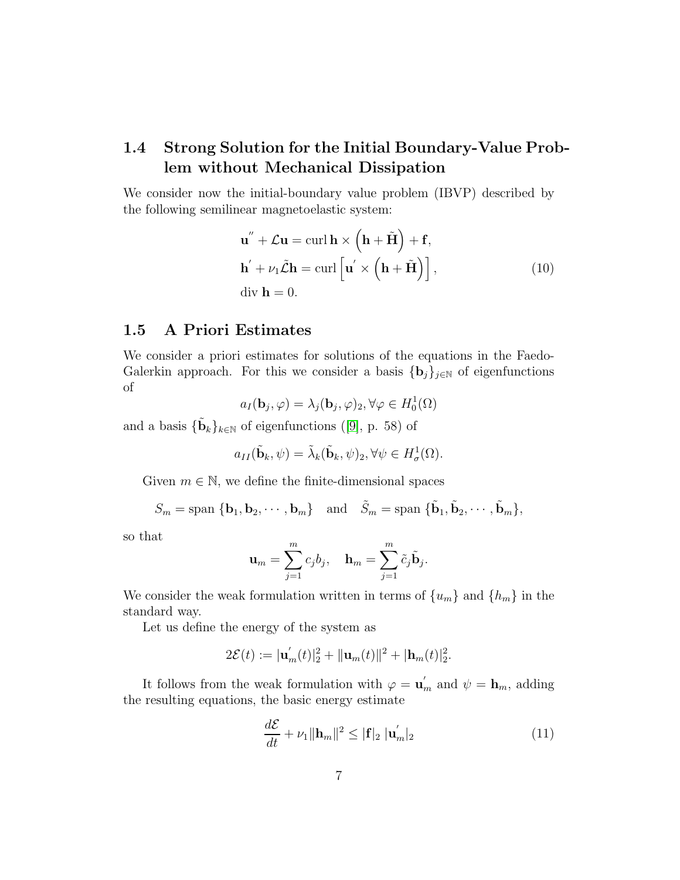## 1.4 Strong Solution for the Initial Boundary-Value Problem without Mechanical Dissipation

We consider now the initial-boundary value problem (IBVP) described by the following semilinear magnetoelastic system:

$$
\begin{aligned}
&\mathbf{u}^{''} + \mathcal{L}\mathbf{u} = \operatorname{curl}\mathbf{h} \times \left(\mathbf{h} + \tilde{\mathbf{H}}\right) + \mathbf{f}, \\
&\mathbf{h}^{'} + \nu_1 \tilde{\mathcal{L}}\mathbf{h} = \operatorname{curl}\left[\mathbf{u}^{'} \times \left(\mathbf{h} + \tilde{\mathbf{H}}\right)\right], \\
&\operatorname{div}\mathbf{h} = 0.
\end{aligned}
\tag{10}
$$

## 1.5 A Priori Estimates

We consider a priori estimates for solutions of the equations in the Faedo-Galerkin approach. For this we consider a basis $\{\mathbf{b}_j\}_{j\in\mathbb{N}}$ of eigenfunctions of

$$
a_I(\mathbf{b}_j, \varphi) = \lambda_j(\mathbf{b}_j, \varphi)_2, \forall \varphi \in H_0^1(\Omega)
$$

and a basis $\{\tilde{\mathbf{b}}_k\}_{k\in\mathbb{N}}$ of eigenfunctions ([9], p. 58) of

$$
a_{II}(\tilde{\mathbf{b}}_k, \psi) = \tilde{\lambda}_k(\tilde{\mathbf{b}}_k, \psi)_2, \forall \psi \in H_\sigma^1(\Omega).
$$

Given $m \in \mathbb{N}$, we define the finite-dimensional spaces

$$
S_m = \operatorname{span}\{\mathbf{b}_1, \mathbf{b}_2, \cdots, \mathbf{b}_m\} \quad \text{and} \quad \tilde{S}_m = \operatorname{span}\{\tilde{\mathbf{b}}_1, \tilde{\mathbf{b}}_2, \cdots, \tilde{\mathbf{b}}_m\},
$$

so that

$$
\mathbf{u}_m = \sum_{j=1}^{m} c_j b_j, \quad \mathbf{h}_m = \sum_{j=1}^{m} \tilde{c}_j \tilde{\mathbf{b}}_j.
$$

We consider the weak formulation written in terms of $\{u_m\}$ and $\{h_m\}$ in the standard way.

Let us define the energy of the system as

$$
2\mathcal{E}(t) := |\mathbf{u}_m^{'}(t)|_2^2 + \|\mathbf{u}_m(t)\|^2 + |\mathbf{h}_m(t)|_2^2.
$$

It follows from the weak formulation with $\varphi = \mathbf{u}_m^{'}$ and $\psi = \mathbf{h}_m$, adding the resulting equations, the basic energy estimate

$$
\frac{d\mathcal{E}}{dt} + \nu_1\|\mathbf{h}_m\|^2 \leq |\mathbf{f}|_2 \, |\mathbf{u}_m^{'}|_2 \tag{11}
$$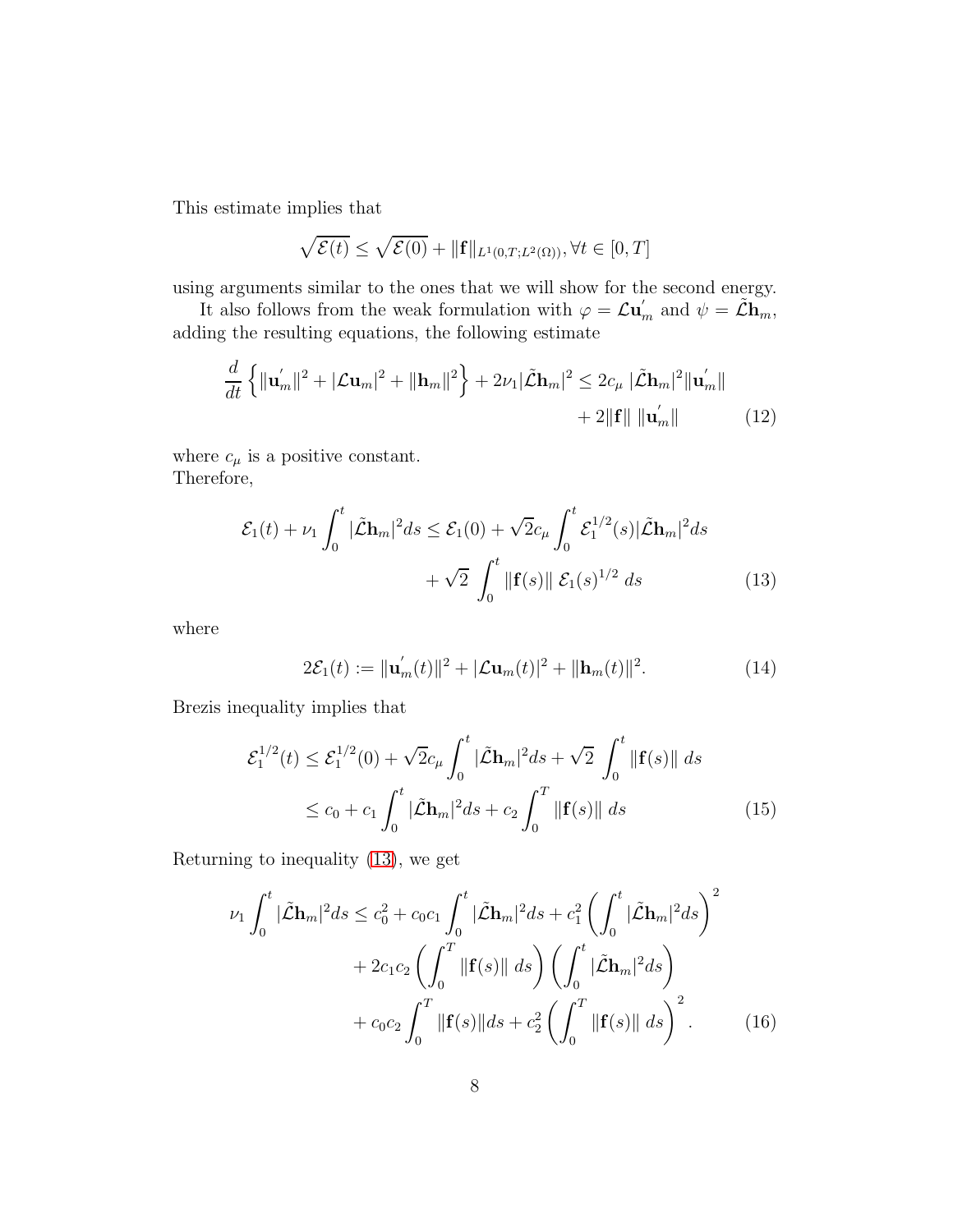This estimate implies that

$$\sqrt{\mathcal{E}(t)} \leq \sqrt{\mathcal{E}(0)} + \|\mathbf{f}\|_{L^1(0,T;L^2(\Omega))}, \forall t \in [0, T]$$

using arguments similar to the ones that we will show for the second energy.

It also follows from the weak formulation with $\varphi = \mathcal{L}\mathbf{u}_m^{'}$ and $\psi = \tilde{\mathcal{L}}\mathbf{h}_m$, adding the resulting equations, the following estimate

$$\frac{d}{dt}\left\{\|\mathbf{u}_m^{'}\|^2 + |\mathcal{L}\mathbf{u}_m|^2 + \|\mathbf{h}_m\|^2\right\} + 2\nu_1|\tilde{\mathcal{L}}\mathbf{h}_m|^2 \leq 2c_\mu\,|\tilde{\mathcal{L}}\mathbf{h}_m|^2\|\mathbf{u}_m^{'}\| + 2\|\mathbf{f}\|\,\|\mathbf{u}_m^{'}\| \tag{12}$$

where $c_\mu$ is a positive constant.
Therefore,

$$\mathcal{E}_1(t) + \nu_1\int_0^t|\tilde{\mathcal{L}}\mathbf{h}_m|^2ds \leq \mathcal{E}_1(0) + \sqrt{2}c_\mu\int_0^t\mathcal{E}_1^{1/2}(s)|\tilde{\mathcal{L}}\mathbf{h}_m|^2ds + \sqrt{2}\,\int_0^t\|\mathbf{f}(s)\|\,\mathcal{E}_1(s)^{1/2}\,ds \tag{13}$$

where

$$2\mathcal{E}_1(t) := \|\mathbf{u}_m^{'}(t)\|^2 + |\mathcal{L}\mathbf{u}_m(t)|^2 + \|\mathbf{h}_m(t)\|^2. \tag{14}$$

Brezis inequality implies that

$$\begin{aligned}
\mathcal{E}_1^{1/2}(t) &\leq \mathcal{E}_1^{1/2}(0) + \sqrt{2}c_\mu\int_0^t|\tilde{\mathcal{L}}\mathbf{h}_m|^2ds + \sqrt{2}\,\int_0^t\|\mathbf{f}(s)\|\,ds \\
&\leq c_0 + c_1\int_0^t|\tilde{\mathcal{L}}\mathbf{h}_m|^2ds + c_2\int_0^T\|\mathbf{f}(s)\|\,ds
\end{aligned} \tag{15}$$

Returning to inequality (13), we get

$$\begin{aligned}
\nu_1\int_0^t|\tilde{\mathcal{L}}\mathbf{h}_m|^2ds &\leq c_0^2 + c_0c_1\int_0^t|\tilde{\mathcal{L}}\mathbf{h}_m|^2ds + c_1^2\left(\int_0^t|\tilde{\mathcal{L}}\mathbf{h}_m|^2ds\right)^2 \\
&\quad + 2c_1c_2\left(\int_0^T\|\mathbf{f}(s)\|\,ds\right)\left(\int_0^t|\tilde{\mathcal{L}}\mathbf{h}_m|^2ds\right) \\
&\quad + c_0c_2\int_0^T\|\mathbf{f}(s)\|ds + c_2^2\left(\int_0^T\|\mathbf{f}(s)\|\,ds\right)^2.
\end{aligned} \tag{16}$$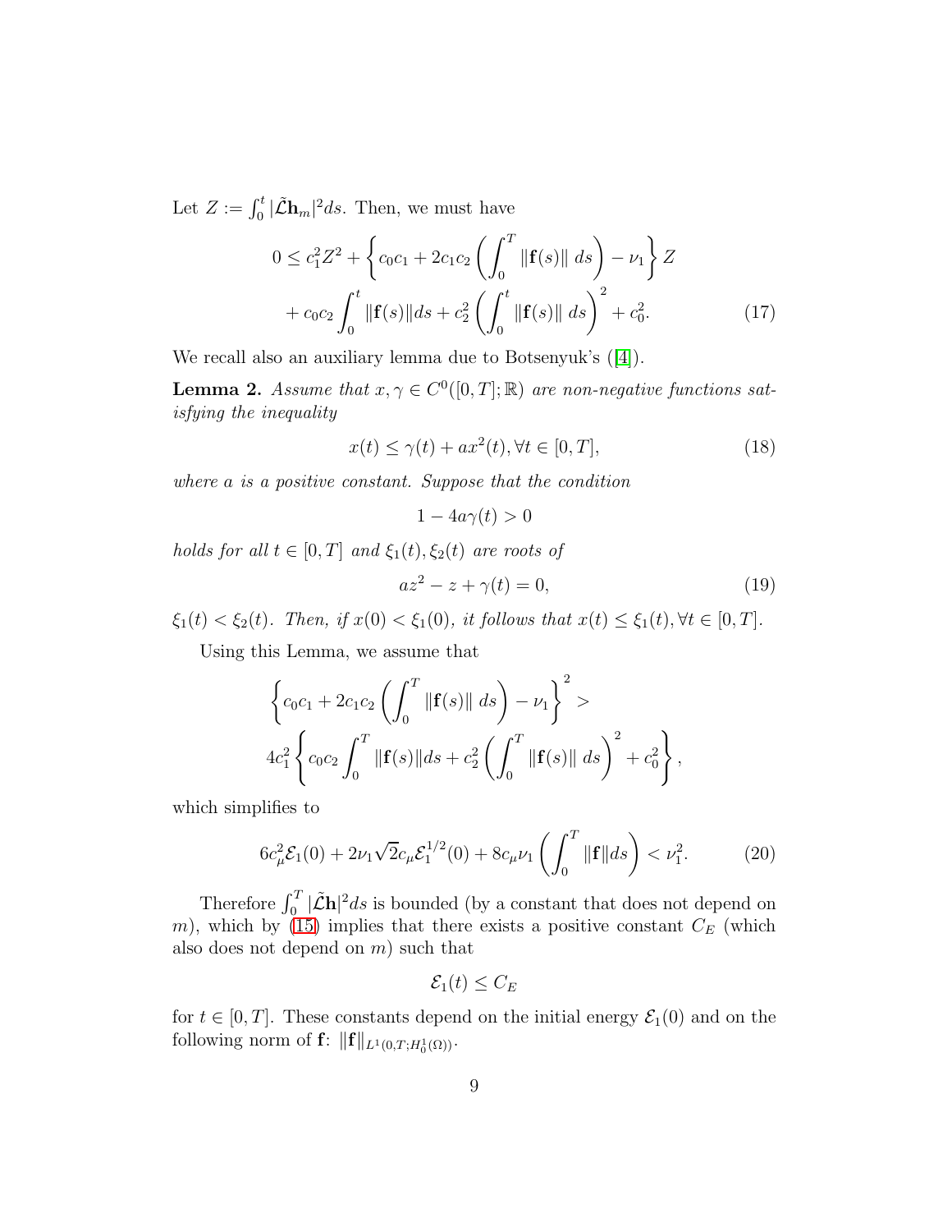Let $Z := \int_0^t |\tilde{\mathcal{L}}\mathbf{h}_m|^2 ds$. Then, we must have

$$
\begin{aligned}
0 \leq c_1^2 Z^2 + \left\{ c_0 c_1 + 2c_1 c_2 \left( \int_0^T \|\mathbf{f}(s)\| \, ds \right) - \nu_1 \right\} Z \\
+ c_0 c_2 \int_0^t \|\mathbf{f}(s)\| ds + c_2^2 \left( \int_0^t \|\mathbf{f}(s)\| \, ds \right)^2 + c_0^2.
\end{aligned} \tag{17}
$$

We recall also an auxiliary lemma due to Botsenyuk's ([4]).

**Lemma 2.** *Assume that $x, \gamma \in C^0([0,T];\mathbb{R})$ are non-negative functions satisfying the inequality*

$$
x(t) \leq \gamma(t) + a x^2(t), \forall t \in [0,T], \tag{18}
$$

*where $a$ is a positive constant. Suppose that the condition*

$$
1 - 4a\gamma(t) > 0
$$

*holds for all $t \in [0,T]$ and $\xi_1(t), \xi_2(t)$ are roots of*

$$
az^2 - z + \gamma(t) = 0, \tag{19}
$$

*$\xi_1(t) < \xi_2(t)$. Then, if $x(0) < \xi_1(0)$, it follows that $x(t) \leq \xi_1(t), \forall t \in [0,T]$.*

Using this Lemma, we assume that

$$
\begin{aligned}
\left\{ c_0 c_1 + 2c_1 c_2 \left( \int_0^T \|\mathbf{f}(s)\| \, ds \right) - \nu_1 \right\}^2 > \\
4c_1^2 \left\{ c_0 c_2 \int_0^T \|\mathbf{f}(s)\| ds + c_2^2 \left( \int_0^T \|\mathbf{f}(s)\| \, ds \right)^2 + c_0^2 \right\},
\end{aligned}
$$

which simplifies to

$$
6c_\mu^2 \mathcal{E}_1(0) + 2\nu_1 \sqrt{2} c_\mu \mathcal{E}_1^{1/2}(0) + 8c_\mu \nu_1 \left( \int_0^T \|\mathbf{f}\| ds \right) < \nu_1^2. \tag{20}
$$

Therefore $\int_0^T |\tilde{\mathcal{L}}\mathbf{h}|^2 ds$ is bounded (by a constant that does not depend on $m$), which by (15) implies that there exists a positive constant $C_E$ (which also does not depend on $m$) such that

$$
\mathcal{E}_1(t) \leq C_E
$$

for $t \in [0,T]$. These constants depend on the initial energy $\mathcal{E}_1(0)$ and on the following norm of $\mathbf{f}$: $\|\mathbf{f}\|_{L^1(0,T;H_0^1(\Omega))}$.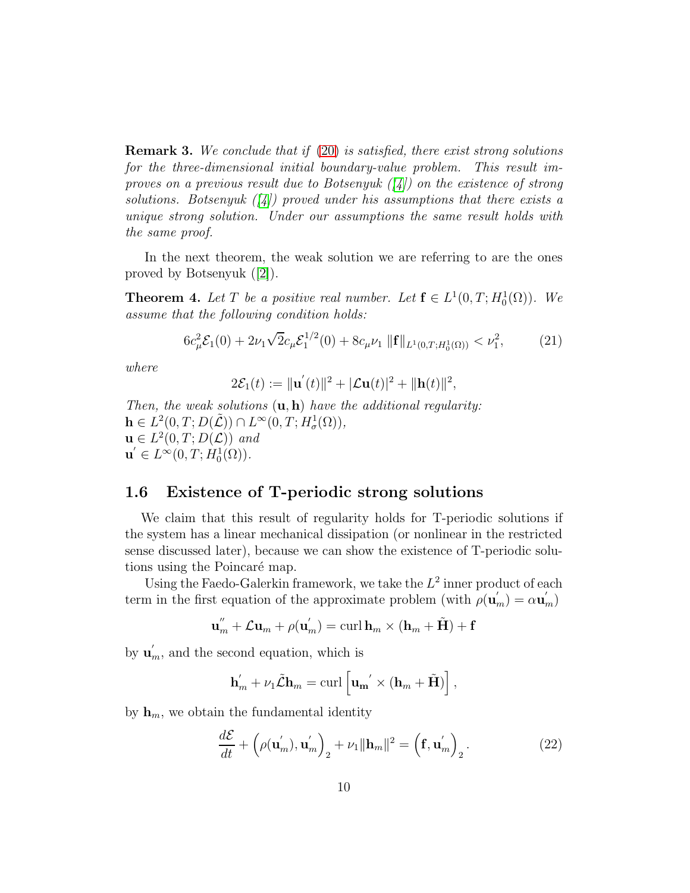**Remark 3.** *We conclude that if (20) is satisfied, there exist strong solutions for the three-dimensional initial boundary-value problem. This result improves on a previous result due to Botsenyuk ([4]) on the existence of strong solutions. Botsenyuk ([4]) proved under his assumptions that there exists a unique strong solution. Under our assumptions the same result holds with the same proof.*

In the next theorem, the weak solution we are referring to are the ones proved by Botsenyuk ([2]).

**Theorem 4.** *Let $T$ be a positive real number. Let $\mathbf{f} \in L^1(0, T; H_0^1(\Omega))$. We assume that the following condition holds:*

$$6c_\mu^2 \mathcal{E}_1(0) + 2\nu_1 \sqrt{2} c_\mu \mathcal{E}_1^{1/2}(0) + 8c_\mu \nu_1 \, \|\mathbf{f}\|_{L^1(0,T;H_0^1(\Omega))} < \nu_1^2, \tag{21}$$

*where*

$$2\mathcal{E}_1(t) := \|\mathbf{u}'(t)\|^2 + |\mathcal{L}\mathbf{u}(t)|^2 + \|\mathbf{h}(t)\|^2,$$

*Then, the weak solutions $(\mathbf{u}, \mathbf{h})$ have the additional regularity:*
$\mathbf{h} \in L^2(0, T; D(\tilde{\mathcal{L}})) \cap L^\infty(0, T; H_\sigma^1(\Omega))$,
$\mathbf{u} \in L^2(0, T; D(\mathcal{L}))$ *and*
$\mathbf{u}' \in L^\infty(0, T; H_0^1(\Omega))$.

## 1.6 Existence of T-periodic strong solutions

We claim that this result of regularity holds for T-periodic solutions if the system has a linear mechanical dissipation (or nonlinear in the restricted sense discussed later), because we can show the existence of T-periodic solutions using the Poincaré map.

Using the Faedo-Galerkin framework, we take the $L^2$ inner product of each term in the first equation of the approximate problem (with $\rho(\mathbf{u}_m') = \alpha \mathbf{u}_m'$)

$$\mathbf{u}_m'' + \mathcal{L}\mathbf{u}_m + \rho(\mathbf{u}_m') = \operatorname{curl} \mathbf{h}_m \times (\mathbf{h}_m + \tilde{\mathbf{H}}) + \mathbf{f}$$

by $\mathbf{u}_m'$, and the second equation, which is

$$\mathbf{h}_m' + \nu_1 \tilde{\mathcal{L}} \mathbf{h}_m = \operatorname{curl} \left[ \mathbf{u_m}' \times (\mathbf{h}_m + \tilde{\mathbf{H}}) \right],$$

by $\mathbf{h}_m$, we obtain the fundamental identity

$$\frac{d\mathcal{E}}{dt} + \left( \rho(\mathbf{u}_m'), \mathbf{u}_m' \right)_2 + \nu_1 \|\mathbf{h}_m\|^2 = \left( \mathbf{f}, \mathbf{u}_m' \right)_2. \tag{22}$$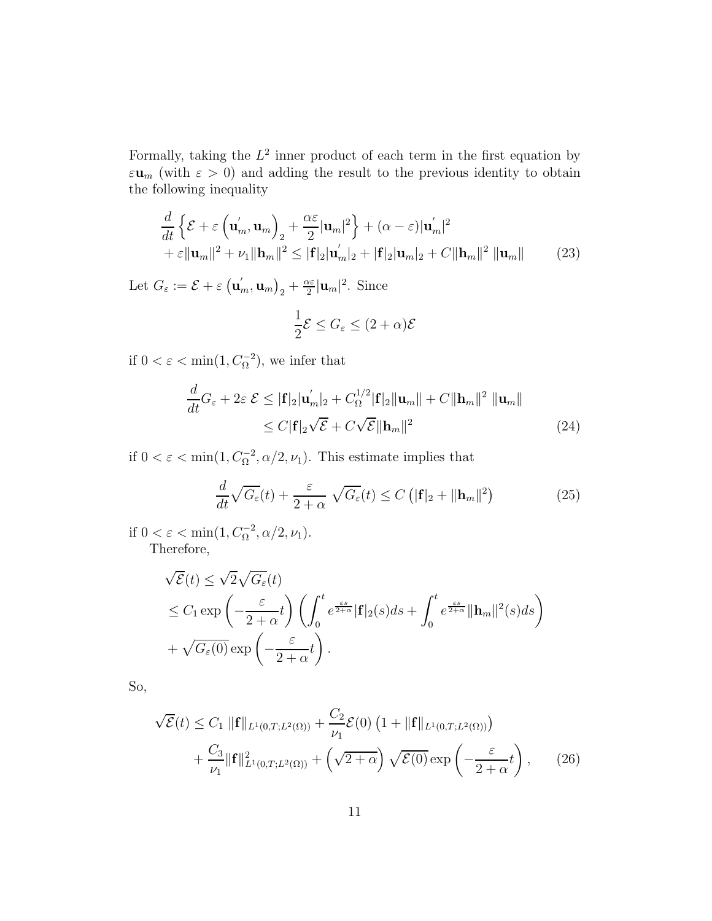Formally, taking the $L^2$ inner product of each term in the first equation by $\varepsilon \mathbf{u}_m$ (with $\varepsilon > 0$) and adding the result to the previous identity to obtain the following inequality

$$\begin{aligned}
&\frac{d}{dt}\left\{\mathcal{E} + \varepsilon\left(\mathbf{u}_m^{'}, \mathbf{u}_m\right)_2 + \frac{\alpha\varepsilon}{2}|\mathbf{u}_m|^2\right\} + (\alpha - \varepsilon)|\mathbf{u}_m^{'}|^2 \\
&+ \varepsilon\|\mathbf{u}_m\|^2 + \nu_1\|\mathbf{h}_m\|^2 \leq |\mathbf{f}|_2|\mathbf{u}_m^{'}|_2 + |\mathbf{f}|_2|\mathbf{u}_m|_2 + C\|\mathbf{h}_m\|^2\,\|\mathbf{u}_m\| \qquad (23)
\end{aligned}$$

Let $G_\varepsilon := \mathcal{E} + \varepsilon\left(\mathbf{u}_m^{'}, \mathbf{u}_m\right)_2 + \frac{\alpha\varepsilon}{2}|\mathbf{u}_m|^2$. Since

$$\frac{1}{2}\mathcal{E} \leq G_\varepsilon \leq (2+\alpha)\mathcal{E}$$

if $0 < \varepsilon < \min(1, C_\Omega^{-2})$, we infer that

$$\begin{aligned}
\frac{d}{dt}G_\varepsilon + 2\varepsilon\,\mathcal{E} &\leq |\mathbf{f}|_2|\mathbf{u}_m^{'}|_2 + C_\Omega^{1/2}|\mathbf{f}|_2\|\mathbf{u}_m\| + C\|\mathbf{h}_m\|^2\,\|\mathbf{u}_m\| \\
&\leq C|\mathbf{f}|_2\sqrt{\mathcal{E}} + C\sqrt{\mathcal{E}}\|\mathbf{h}_m\|^2 \qquad (24)
\end{aligned}$$

if $0 < \varepsilon < \min(1, C_\Omega^{-2}, \alpha/2, \nu_1)$. This estimate implies that

$$\frac{d}{dt}\sqrt{G_\varepsilon}(t) + \frac{\varepsilon}{2+\alpha}\,\sqrt{G_\varepsilon}(t) \leq C\left(|\mathbf{f}|_2 + \|\mathbf{h}_m\|^2\right) \qquad (25)$$

if $0 < \varepsilon < \min(1, C_\Omega^{-2}, \alpha/2, \nu_1)$.

Therefore,

$$\begin{aligned}
&\sqrt{\mathcal{E}}(t) \leq \sqrt{2}\sqrt{G_\varepsilon}(t) \\
&\leq C_1\exp\left(-\frac{\varepsilon}{2+\alpha}t\right)\left(\int_0^t e^{\frac{\varepsilon s}{2+\alpha}}|\mathbf{f}|_2(s)ds + \int_0^t e^{\frac{\varepsilon s}{2+\alpha}}\|\mathbf{h}_m\|^2(s)ds\right) \\
&+ \sqrt{G_\varepsilon(0)}\exp\left(-\frac{\varepsilon}{2+\alpha}t\right).
\end{aligned}$$

So,

$$\begin{aligned}
\sqrt{\mathcal{E}}(t) &\leq C_1\,\|\mathbf{f}\|_{L^1(0,T;L^2(\Omega))} + \frac{C_2}{\nu_1}\mathcal{E}(0)\left(1 + \|\mathbf{f}\|_{L^1(0,T;L^2(\Omega))}\right) \\
&+ \frac{C_3}{\nu_1}\|\mathbf{f}\|^2_{L^1(0,T;L^2(\Omega))} + \left(\sqrt{2+\alpha}\right)\sqrt{\mathcal{E}(0)}\exp\left(-\frac{\varepsilon}{2+\alpha}t\right), \qquad (26)
\end{aligned}$$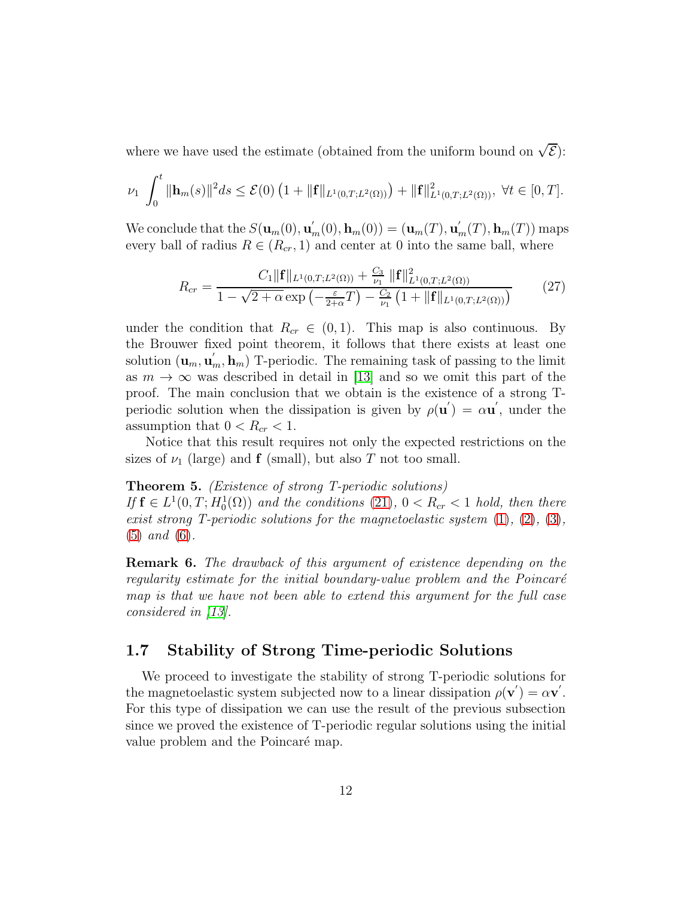where we have used the estimate (obtained from the uniform bound on $\sqrt{\mathcal{E}}$):

$$\nu_1 \int_0^t \|\mathbf{h}_m(s)\|^2 ds \leq \mathcal{E}(0)\left(1 + \|\mathbf{f}\|_{L^1(0,T;L^2(\Omega))}\right) + \|\mathbf{f}\|^2_{L^1(0,T;L^2(\Omega))},\ \forall t \in [0,T].$$

We conclude that the $S(\mathbf{u}_m(0), \mathbf{u}_m^{'}(0), \mathbf{h}_m(0)) = (\mathbf{u}_m(T), \mathbf{u}_m^{'}(T), \mathbf{h}_m(T))$ maps every ball of radius $R \in (R_{cr}, 1)$ and center at 0 into the same ball, where

$$R_{cr} = \frac{C_1\|\mathbf{f}\|_{L^1(0,T;L^2(\Omega))} + \frac{C_3}{\nu_1}\|\mathbf{f}\|^2_{L^1(0,T;L^2(\Omega))}}{1 - \sqrt{2+\alpha}\exp\left(-\frac{\varepsilon}{2+\alpha}T\right) - \frac{C_2}{\nu_1}\left(1 + \|\mathbf{f}\|_{L^1(0,T;L^2(\Omega))}\right)} \tag{27}$$

under the condition that $R_{cr} \in (0,1)$. This map is also continuous. By the Brouwer fixed point theorem, it follows that there exists at least one solution $(\mathbf{u}_m, \mathbf{u}_m^{'}, \mathbf{h}_m)$ T-periodic. The remaining task of passing to the limit as $m \to \infty$ was described in detail in [13] and so we omit this part of the proof. The main conclusion that we obtain is the existence of a strong T-periodic solution when the dissipation is given by $\rho(\mathbf{u}^{'}) = \alpha\mathbf{u}^{'}$, under the assumption that $0 < R_{cr} < 1$.

Notice that this result requires not only the expected restrictions on the sizes of $\nu_1$ (large) and $\mathbf{f}$ (small), but also $T$ not too small.

**Theorem 5.** *(Existence of strong T-periodic solutions)*
*If $\mathbf{f} \in L^1(0,T;H_0^1(\Omega))$ and the conditions (21), $0 < R_{cr} < 1$ hold, then there exist strong T-periodic solutions for the magnetoelastic system (1), (2), (3), (5) and (6).*

**Remark 6.** *The drawback of this argument of existence depending on the regularity estimate for the initial boundary-value problem and the Poincaré map is that we have not been able to extend this argument for the full case considered in [13].*

## 1.7 Stability of Strong Time-periodic Solutions

We proceed to investigate the stability of strong T-periodic solutions for the magnetoelastic system subjected now to a linear dissipation $\rho(\mathbf{v}^{'}) = \alpha\mathbf{v}^{'}$. For this type of dissipation we can use the result of the previous subsection since we proved the existence of T-periodic regular solutions using the initial value problem and the Poincaré map.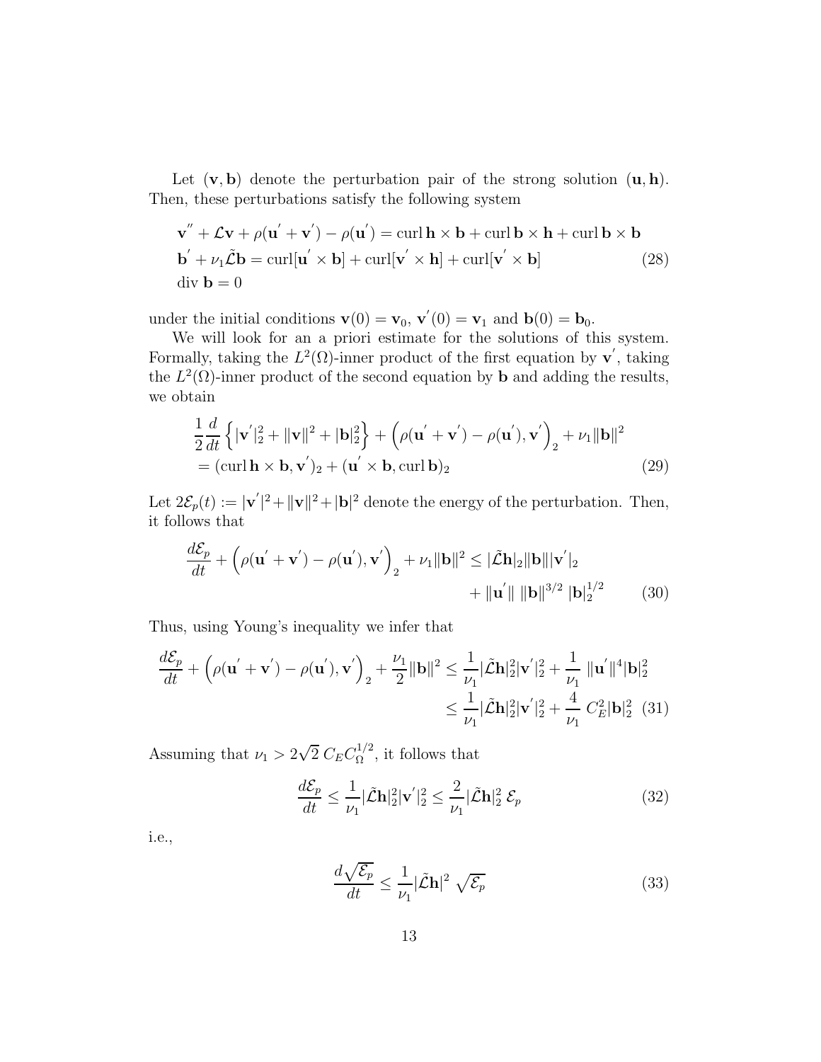Let $(\mathbf{v}, \mathbf{b})$ denote the perturbation pair of the strong solution $(\mathbf{u}, \mathbf{h})$. Then, these perturbations satisfy the following system

$$
\begin{aligned}
&\mathbf{v}^{''} + \mathcal{L}\mathbf{v} + \rho(\mathbf{u}^{'} + \mathbf{v}^{'}) - \rho(\mathbf{u}^{'}) = \operatorname{curl}\mathbf{h} \times \mathbf{b} + \operatorname{curl}\mathbf{b} \times \mathbf{h} + \operatorname{curl}\mathbf{b} \times \mathbf{b} \\
&\mathbf{b}^{'} + \nu_1 \tilde{\mathcal{L}}\mathbf{b} = \operatorname{curl}[\mathbf{u}^{'} \times \mathbf{b}] + \operatorname{curl}[\mathbf{v}^{'} \times \mathbf{h}] + \operatorname{curl}[\mathbf{v}^{'} \times \mathbf{b}] \\
&\operatorname{div}\mathbf{b} = 0
\end{aligned}
\tag{28}
$$

under the initial conditions $\mathbf{v}(0) = \mathbf{v}_0$, $\mathbf{v}^{'}(0) = \mathbf{v}_1$ and $\mathbf{b}(0) = \mathbf{b}_0$.

We will look for an a priori estimate for the solutions of this system. Formally, taking the $L^2(\Omega)$-inner product of the first equation by $\mathbf{v}^{'}$, taking the $L^2(\Omega)$-inner product of the second equation by $\mathbf{b}$ and adding the results, we obtain

$$
\begin{aligned}
&\frac{1}{2}\frac{d}{dt}\left\{ |\mathbf{v}^{'}|_2^2 + \|\mathbf{v}\|^2 + |\mathbf{b}|_2^2 \right\} + \left( \rho(\mathbf{u}^{'} + \mathbf{v}^{'}) - \rho(\mathbf{u}^{'}), \mathbf{v}^{'} \right)_2 + \nu_1 \|\mathbf{b}\|^2 \\
&= (\operatorname{curl}\mathbf{h} \times \mathbf{b}, \mathbf{v}^{'})_2 + (\mathbf{u}^{'} \times \mathbf{b}, \operatorname{curl}\mathbf{b})_2
\end{aligned}
\tag{29}
$$

Let $2\mathcal{E}_p(t) := |\mathbf{v}^{'}|^2 + \|\mathbf{v}\|^2 + |\mathbf{b}|^2$ denote the energy of the perturbation. Then, it follows that

$$
\begin{aligned}
\frac{d\mathcal{E}_p}{dt} + \left( \rho(\mathbf{u}^{'} + \mathbf{v}^{'}) - \rho(\mathbf{u}^{'}), \mathbf{v}^{'} \right)_2 + \nu_1 \|\mathbf{b}\|^2 \leq\ & |\tilde{\mathcal{L}}\mathbf{h}|_2 \|\mathbf{b}\| |\mathbf{v}^{'}|_2 \\
& + \|\mathbf{u}^{'}\| \, \|\mathbf{b}\|^{3/2} \, |\mathbf{b}|_2^{1/2}
\end{aligned}
\tag{30}
$$

Thus, using Young's inequality we infer that

$$
\begin{aligned}
\frac{d\mathcal{E}_p}{dt} + \left( \rho(\mathbf{u}^{'} + \mathbf{v}^{'}) - \rho(\mathbf{u}^{'}), \mathbf{v}^{'} \right)_2 + \frac{\nu_1}{2}\|\mathbf{b}\|^2 &\leq \frac{1}{\nu_1}|\tilde{\mathcal{L}}\mathbf{h}|_2^2 |\mathbf{v}^{'}|_2^2 + \frac{1}{\nu_1} \, \|\mathbf{u}^{'}\|^4 |\mathbf{b}|_2^2 \\
&\leq \frac{1}{\nu_1}|\tilde{\mathcal{L}}\mathbf{h}|_2^2 |\mathbf{v}^{'}|_2^2 + \frac{4}{\nu_1} \, C_E^2 |\mathbf{b}|_2^2
\end{aligned}
\tag{31}
$$

Assuming that $\nu_1 > 2\sqrt{2}\, C_E C_\Omega^{1/2}$, it follows that

$$
\frac{d\mathcal{E}_p}{dt} \leq \frac{1}{\nu_1}|\tilde{\mathcal{L}}\mathbf{h}|_2^2 |\mathbf{v}^{'}|_2^2 \leq \frac{2}{\nu_1}|\tilde{\mathcal{L}}\mathbf{h}|_2^2 \, \mathcal{E}_p
\tag{32}
$$

i.e.,

$$
\frac{d\sqrt{\mathcal{E}_p}}{dt} \leq \frac{1}{\nu_1}|\tilde{\mathcal{L}}\mathbf{h}|^2 \, \sqrt{\mathcal{E}_p}
\tag{33}
$$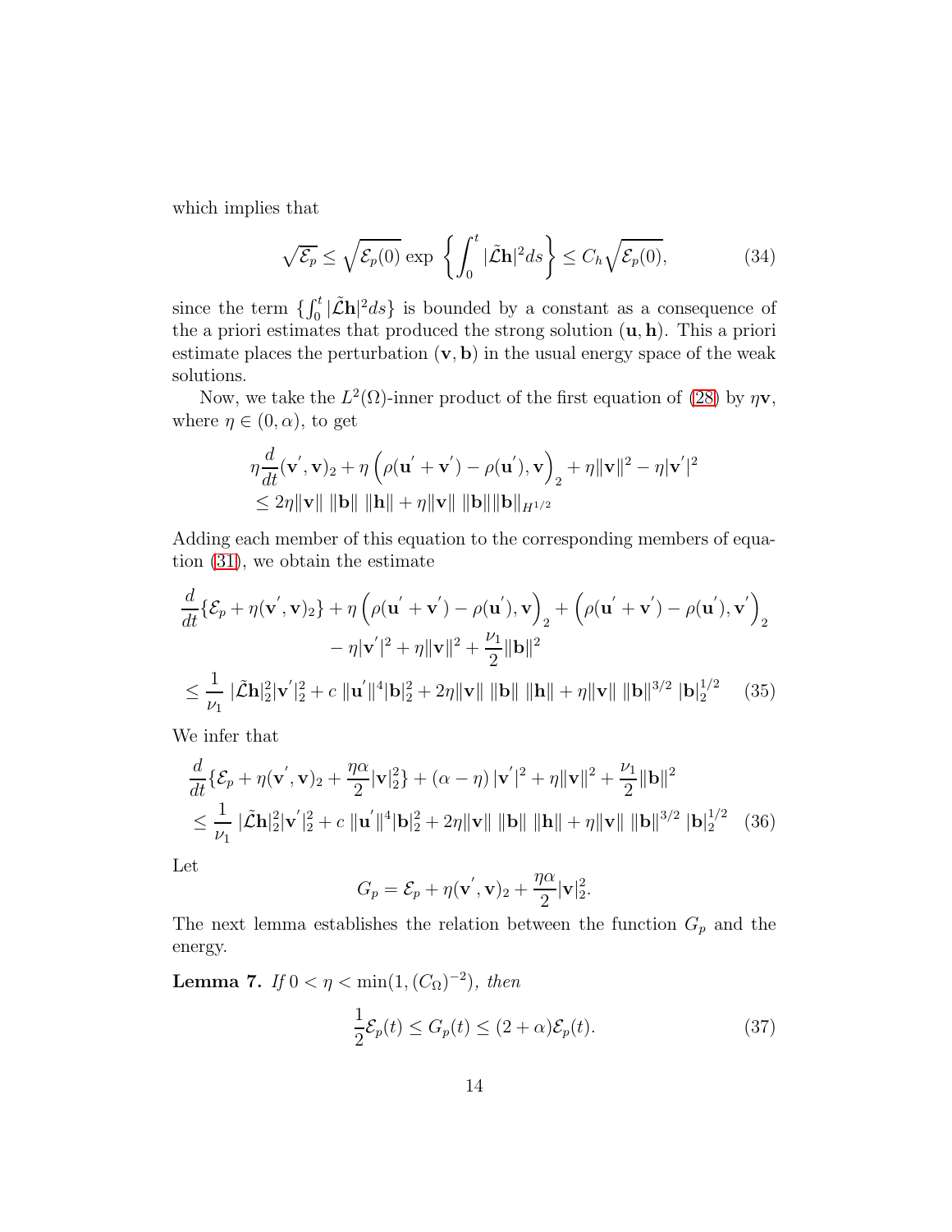which implies that

$$\sqrt{\mathcal{E}_p} \leq \sqrt{\mathcal{E}_p(0)} \exp \left\{ \int_0^t |\tilde{\mathcal{L}}\mathbf{h}|^2 ds \right\} \leq C_h \sqrt{\mathcal{E}_p(0)}, \tag{34}$$

since the term $\{\int_0^t |\tilde{\mathcal{L}}\mathbf{h}|^2 ds\}$ is bounded by a constant as a consequence of the a priori estimates that produced the strong solution $(\mathbf{u}, \mathbf{h})$. This a priori estimate places the perturbation $(\mathbf{v}, \mathbf{b})$ in the usual energy space of the weak solutions.

Now, we take the $L^2(\Omega)$-inner product of the first equation of (28) by $\eta \mathbf{v}$, where $\eta \in (0, \alpha)$, to get

$$\begin{aligned}
&\eta \frac{d}{dt}(\mathbf{v}', \mathbf{v})_2 + \eta \left( \rho(\mathbf{u}' + \mathbf{v}') - \rho(\mathbf{u}'), \mathbf{v} \right)_2 + \eta \|\mathbf{v}\|^2 - \eta |\mathbf{v}'|^2 \\
&\leq 2\eta \|\mathbf{v}\| \, \|\mathbf{b}\| \, \|\mathbf{h}\| + \eta \|\mathbf{v}\| \, \|\mathbf{b}\| \|\mathbf{b}\|_{H^{1/2}}
\end{aligned}$$

Adding each member of this equation to the corresponding members of equation (31), we obtain the estimate

$$\begin{aligned}
&\frac{d}{dt}\{\mathcal{E}_p + \eta(\mathbf{v}', \mathbf{v})_2\} + \eta \left( \rho(\mathbf{u}' + \mathbf{v}') - \rho(\mathbf{u}'), \mathbf{v} \right)_2 + \left( \rho(\mathbf{u}' + \mathbf{v}') - \rho(\mathbf{u}'), \mathbf{v}' \right)_2 \\
&\qquad - \eta |\mathbf{v}'|^2 + \eta \|\mathbf{v}\|^2 + \frac{\nu_1}{2} \|\mathbf{b}\|^2 \\
&\leq \frac{1}{\nu_1} \, |\tilde{\mathcal{L}}\mathbf{h}|_2^2 |\mathbf{v}'|_2^2 + c \, \|\mathbf{u}'\|^4 |\mathbf{b}|_2^2 + 2\eta \|\mathbf{v}\| \, \|\mathbf{b}\| \, \|\mathbf{h}\| + \eta \|\mathbf{v}\| \, \|\mathbf{b}\|^{3/2} \, |\mathbf{b}|_2^{1/2}
\end{aligned} \tag{35}$$

We infer that

$$\begin{aligned}
&\frac{d}{dt}\{\mathcal{E}_p + \eta(\mathbf{v}', \mathbf{v})_2 + \frac{\eta\alpha}{2}|\mathbf{v}|_2^2\} + (\alpha - \eta) \, |\mathbf{v}'|^2 + \eta \|\mathbf{v}\|^2 + \frac{\nu_1}{2} \|\mathbf{b}\|^2 \\
&\leq \frac{1}{\nu_1} \, |\tilde{\mathcal{L}}\mathbf{h}|_2^2 |\mathbf{v}'|_2^2 + c \, \|\mathbf{u}'\|^4 |\mathbf{b}|_2^2 + 2\eta \|\mathbf{v}\| \, \|\mathbf{b}\| \, \|\mathbf{h}\| + \eta \|\mathbf{v}\| \, \|\mathbf{b}\|^{3/2} \, |\mathbf{b}|_2^{1/2}
\end{aligned} \tag{36}$$

Let

$$G_p = \mathcal{E}_p + \eta(\mathbf{v}', \mathbf{v})_2 + \frac{\eta\alpha}{2}|\mathbf{v}|_2^2.$$

The next lemma establishes the relation between the function $G_p$ and the energy.

**Lemma 7.** *If* $0 < \eta < \min(1, (C_\Omega)^{-2})$, *then*

$$\frac{1}{2}\mathcal{E}_p(t) \leq G_p(t) \leq (2 + \alpha)\mathcal{E}_p(t). \tag{37}$$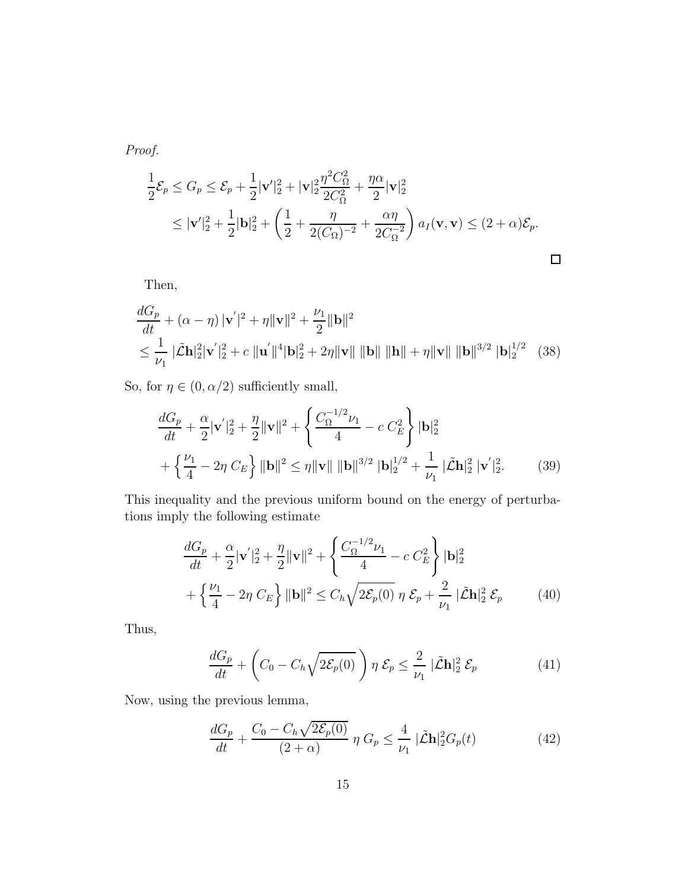*Proof.*

$$
\begin{aligned}
\frac{1}{2}\mathcal{E}_p \leq G_p &\leq \mathcal{E}_p + \frac{1}{2}|\mathbf{v}'|_2^2 + |\mathbf{v}|_2^2 \frac{\eta^2 C_\Omega^2}{2C_\Omega^2} + \frac{\eta\alpha}{2}|\mathbf{v}|_2^2 \\
&\leq |\mathbf{v}'|_2^2 + \frac{1}{2}|\mathbf{b}|_2^2 + \left(\frac{1}{2} + \frac{\eta}{2(C_\Omega)^{-2}} + \frac{\alpha\eta}{2C_\Omega^{-2}}\right) a_I(\mathbf{v},\mathbf{v}) \leq (2+\alpha)\mathcal{E}_p.
\end{aligned}
$$

□

Then,

$$
\begin{aligned}
&\frac{dG_p}{dt} + (\alpha - \eta)\,|\mathbf{v}^{'}|^2 + \eta\|\mathbf{v}\|^2 + \frac{\nu_1}{2}\|\mathbf{b}\|^2 \\
&\leq \frac{1}{\nu_1}\,|\tilde{\mathcal{L}}\mathbf{h}|_2^2|\mathbf{v}^{'}|_2^2 + c\,\|\mathbf{u}^{'}\|^4|\mathbf{b}|_2^2 + 2\eta\|\mathbf{v}\|\,\|\mathbf{b}\|\,\|\mathbf{h}\| + \eta\|\mathbf{v}\|\,\|\mathbf{b}\|^{3/2}\,|\mathbf{b}|_2^{1/2} \quad (38)
\end{aligned}
$$

So, for $\eta \in (0, \alpha/2)$ sufficiently small,

$$
\begin{aligned}
&\frac{dG_p}{dt} + \frac{\alpha}{2}|\mathbf{v}^{'}|_2^2 + \frac{\eta}{2}\|\mathbf{v}\|^2 + \left\{\frac{C_\Omega^{-1/2}\nu_1}{4} - c\,C_E^2\right\}|\mathbf{b}|_2^2 \\
&+ \left\{\frac{\nu_1}{4} - 2\eta\,C_E\right\}\|\mathbf{b}\|^2 \leq \eta\|\mathbf{v}\|\,\|\mathbf{b}\|^{3/2}\,|\mathbf{b}|_2^{1/2} + \frac{1}{\nu_1}\,|\tilde{\mathcal{L}}\mathbf{h}|_2^2\,|\mathbf{v}^{'}|_2^2. \qquad (39)
\end{aligned}
$$

This inequality and the previous uniform bound on the energy of perturbations imply the following estimate

$$
\begin{aligned}
&\frac{dG_p}{dt} + \frac{\alpha}{2}|\mathbf{v}^{'}|_2^2 + \frac{\eta}{2}\|\mathbf{v}\|^2 + \left\{\frac{C_\Omega^{-1/2}\nu_1}{4} - c\,C_E^2\right\}|\mathbf{b}|_2^2 \\
&+ \left\{\frac{\nu_1}{4} - 2\eta\,C_E\right\}\|\mathbf{b}\|^2 \leq C_h\sqrt{2\mathcal{E}_p(0)}\;\eta\;\mathcal{E}_p + \frac{2}{\nu_1}\,|\tilde{\mathcal{L}}\mathbf{h}|_2^2\;\mathcal{E}_p \qquad (40)
\end{aligned}
$$

Thus,

$$
\frac{dG_p}{dt} + \left(C_0 - C_h\sqrt{2\mathcal{E}_p(0)}\right)\eta\;\mathcal{E}_p \leq \frac{2}{\nu_1}\,|\tilde{\mathcal{L}}\mathbf{h}|_2^2\;\mathcal{E}_p \qquad (41)
$$

Now, using the previous lemma,

$$
\frac{dG_p}{dt} + \frac{C_0 - C_h\sqrt{2\mathcal{E}_p(0)}}{(2+\alpha)}\;\eta\;G_p \leq \frac{4}{\nu_1}\,|\tilde{\mathcal{L}}\mathbf{h}|_2^2 G_p(t) \qquad (42)
$$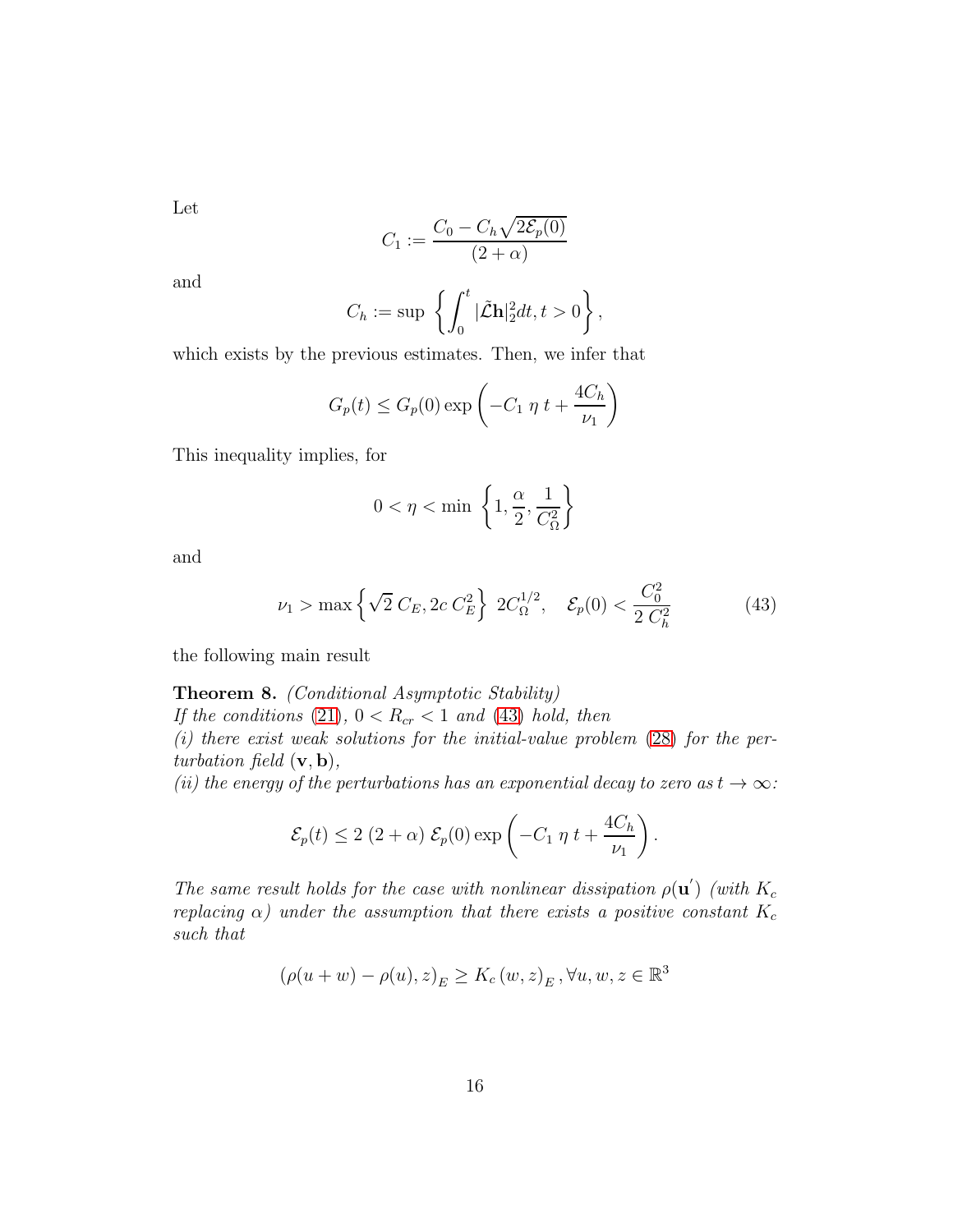Let

$$C_1 := \frac{C_0 - C_h\sqrt{2\mathcal{E}_p(0)}}{(2+\alpha)}$$

and

$$C_h := \sup \left\{ \int_0^t |\tilde{\mathcal{L}}\mathbf{h}|_2^2 dt, t > 0 \right\},$$

which exists by the previous estimates. Then, we infer that

$$G_p(t) \leq G_p(0) \exp\left( -C_1 \, \eta \, t + \frac{4C_h}{\nu_1} \right)$$

This inequality implies, for

$$0 < \eta < \min \left\{ 1, \frac{\alpha}{2}, \frac{1}{C_\Omega^2} \right\}$$

and

$$\nu_1 > \max\left\{ \sqrt{2}\, C_E, 2c\, C_E^2 \right\} \; 2C_\Omega^{1/2}, \quad \mathcal{E}_p(0) < \frac{C_0^2}{2\, C_h^2} \tag{43}$$

the following main result

**Theorem 8.** *(Conditional Asymptotic Stability)*
*If the conditions (21), $0 < R_{cr} < 1$ and (43) hold, then*
*(i) there exist weak solutions for the initial-value problem (28) for the perturbation field $(\mathbf{v}, \mathbf{b})$,*
*(ii) the energy of the perturbations has an exponential decay to zero as $t \to \infty$:*

$$\mathcal{E}_p(t) \leq 2\,(2+\alpha)\,\mathcal{E}_p(0) \exp\left( -C_1 \, \eta \, t + \frac{4C_h}{\nu_1} \right).$$

*The same result holds for the case with nonlinear dissipation $\rho(\mathbf{u}')$ (with $K_c$ replacing $\alpha$) under the assumption that there exists a positive constant $K_c$ such that*

$$\left(\rho(u+w) - \rho(u), z\right)_E \geq K_c \left(w, z\right)_E, \forall u, w, z \in \mathbb{R}^3$$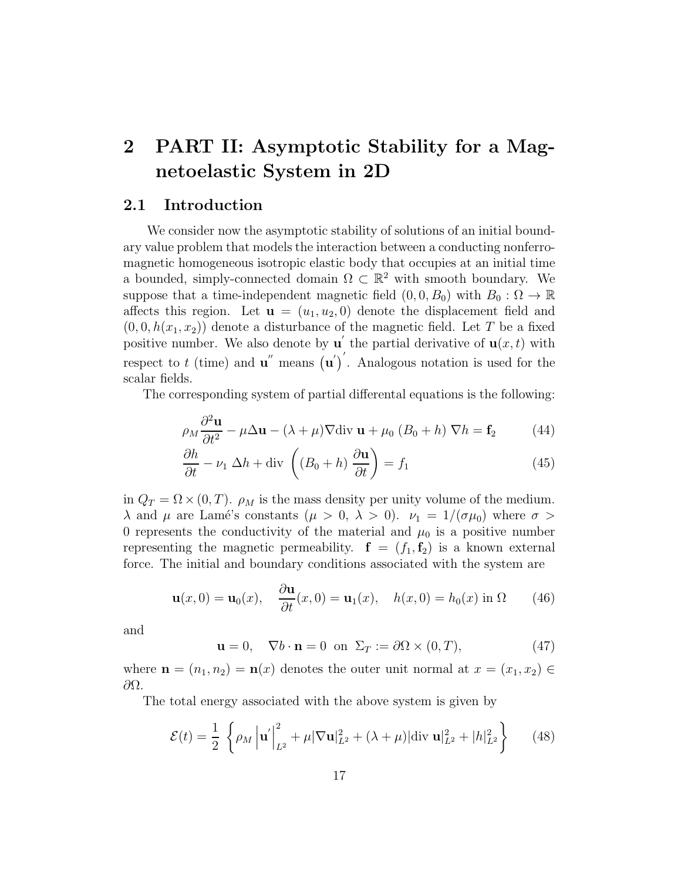# 2 PART II: Asymptotic Stability for a Magnetoelastic System in 2D

## 2.1 Introduction

We consider now the asymptotic stability of solutions of an initial boundary value problem that models the interaction between a conducting nonferromagnetic homogeneous isotropic elastic body that occupies at an initial time a bounded, simply-connected domain $\Omega \subset \mathbb{R}^2$ with smooth boundary. We suppose that a time-independent magnetic field $(0, 0, B_0)$ with $B_0 : \Omega \to \mathbb{R}$ affects this region. Let $\mathbf{u} = (u_1, u_2, 0)$ denote the displacement field and $(0, 0, h(x_1, x_2))$ denote a disturbance of the magnetic field. Let $T$ be a fixed positive number. We also denote by $\mathbf{u}'$ the partial derivative of $\mathbf{u}(x, t)$ with respect to $t$ (time) and $\mathbf{u}''$ means $(\mathbf{u}')'$. Analogous notation is used for the scalar fields.

The corresponding system of partial differental equations is the following:

$$\rho_M \frac{\partial^2 \mathbf{u}}{\partial t^2} - \mu \Delta \mathbf{u} - (\lambda + \mu) \nabla \text{div } \mathbf{u} + \mu_0 \left( B_0 + h \right) \nabla h = \mathbf{f}_2 \tag{44}$$

$$\frac{\partial h}{\partial t} - \nu_1 \, \Delta h + \text{div } \left( (B_0 + h) \, \frac{\partial \mathbf{u}}{\partial t} \right) = f_1 \tag{45}$$

in $Q_T = \Omega \times (0, T)$. $\rho_M$ is the mass density per unity volume of the medium. $\lambda$ and $\mu$ are Lamé's constants ($\mu > 0$, $\lambda > 0$). $\nu_1 = 1/(\sigma \mu_0)$ where $\sigma > 0$ represents the conductivity of the material and $\mu_0$ is a positive number representing the magnetic permeability. $\mathbf{f} = (f_1, \mathbf{f}_2)$ is a known external force. The initial and boundary conditions associated with the system are

$$\mathbf{u}(x, 0) = \mathbf{u}_0(x), \quad \frac{\partial \mathbf{u}}{\partial t}(x, 0) = \mathbf{u}_1(x), \quad h(x, 0) = h_0(x) \text{ in } \Omega \tag{46}$$

and

$$\mathbf{u} = 0, \quad \nabla b \cdot \mathbf{n} = 0 \text{ on } \Sigma_T := \partial\Omega \times (0, T), \tag{47}$$

where $\mathbf{n} = (n_1, n_2) = \mathbf{n}(x)$ denotes the outer unit normal at $x = (x_1, x_2) \in \partial\Omega$.

The total energy associated with the above system is given by

$$\mathcal{E}(t) = \frac{1}{2} \left\{ \rho_M \left| \mathbf{u}' \right|_{L^2}^2 + \mu |\nabla \mathbf{u}|_{L^2}^2 + (\lambda + \mu) |\text{div } \mathbf{u}|_{L^2}^2 + |h|_{L^2}^2 \right\} \tag{48}$$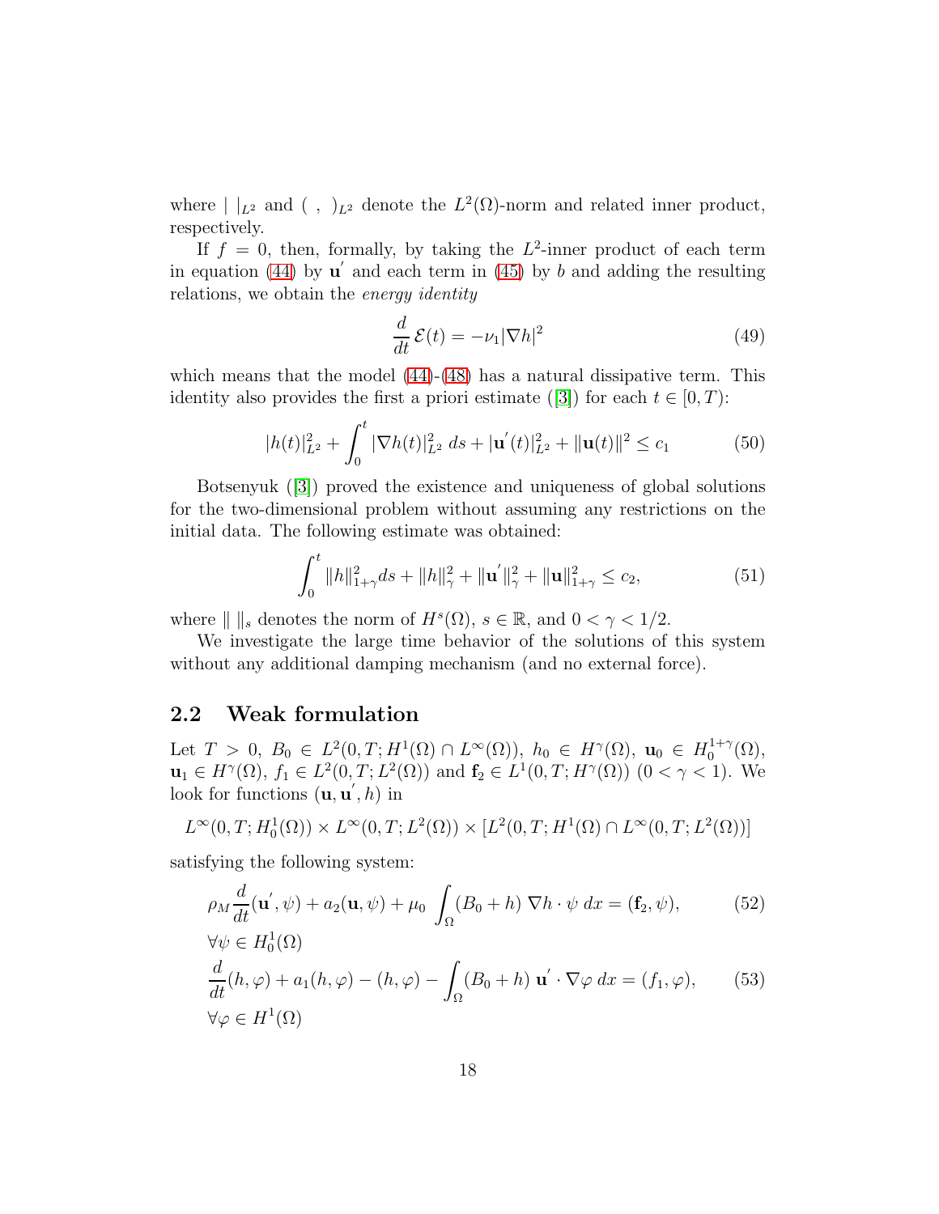where $| \ |_{L^2}$ and $( \ , \ )_{L^2}$ denote the $L^2(\Omega)$-norm and related inner product, respectively.

If $f = 0$, then, formally, by taking the $L^2$-inner product of each term in equation (44) by $\mathbf{u}'$ and each term in (45) by $b$ and adding the resulting relations, we obtain the *energy identity*

$$\frac{d}{dt}\,\mathcal{E}(t) = -\nu_1 |\nabla h|^2 \tag{49}$$

which means that the model (44)-(48) has a natural dissipative term. This identity also provides the first a priori estimate ([3]) for each $t \in [0, T)$:

$$|h(t)|_{L^2}^2 + \int_0^t |\nabla h(t)|_{L^2}^2 \, ds + |\mathbf{u}'(t)|_{L^2}^2 + \|\mathbf{u}(t)\|^2 \leq c_1 \tag{50}$$

Botsenyuk ([3]) proved the existence and uniqueness of global solutions for the two-dimensional problem without assuming any restrictions on the initial data. The following estimate was obtained:

$$\int_0^t \|h\|_{1+\gamma}^2 ds + \|h\|_\gamma^2 + \|\mathbf{u}'\|_\gamma^2 + \|\mathbf{u}\|_{1+\gamma}^2 \leq c_2, \tag{51}$$

where $\| \ \|_s$ denotes the norm of $H^s(\Omega)$, $s \in \mathbb{R}$, and $0 < \gamma < 1/2$.

We investigate the large time behavior of the solutions of this system without any additional damping mechanism (and no external force).

## 2.2 Weak formulation

Let $T > 0$, $B_0 \in L^2(0, T; H^1(\Omega) \cap L^\infty(\Omega))$, $h_0 \in H^\gamma(\Omega)$, $\mathbf{u}_0 \in H_0^{1+\gamma}(\Omega)$, $\mathbf{u}_1 \in H^\gamma(\Omega)$, $f_1 \in L^2(0, T; L^2(\Omega))$ and $\mathbf{f}_2 \in L^1(0, T; H^\gamma(\Omega))$ $(0 < \gamma < 1)$. We look for functions $(\mathbf{u}, \mathbf{u}', h)$ in

$$L^\infty(0, T; H_0^1(\Omega)) \times L^\infty(0, T; L^2(\Omega)) \times [L^2(0, T; H^1(\Omega) \cap L^\infty(0, T; L^2(\Omega))]$$

satisfying the following system:

$$\rho_M \frac{d}{dt}(\mathbf{u}', \psi) + a_2(\mathbf{u}, \psi) + \mu_0 \int_\Omega (B_0 + h)\, \nabla h \cdot \psi \, dx = (\mathbf{f}_2, \psi), \tag{52}$$

$\forall \psi \in H_0^1(\Omega)$

$$\frac{d}{dt}(h, \varphi) + a_1(h, \varphi) - (h, \varphi) - \int_\Omega (B_0 + h)\, \mathbf{u}' \cdot \nabla \varphi \, dx = (f_1, \varphi), \tag{53}$$

$\forall \varphi \in H^1(\Omega)$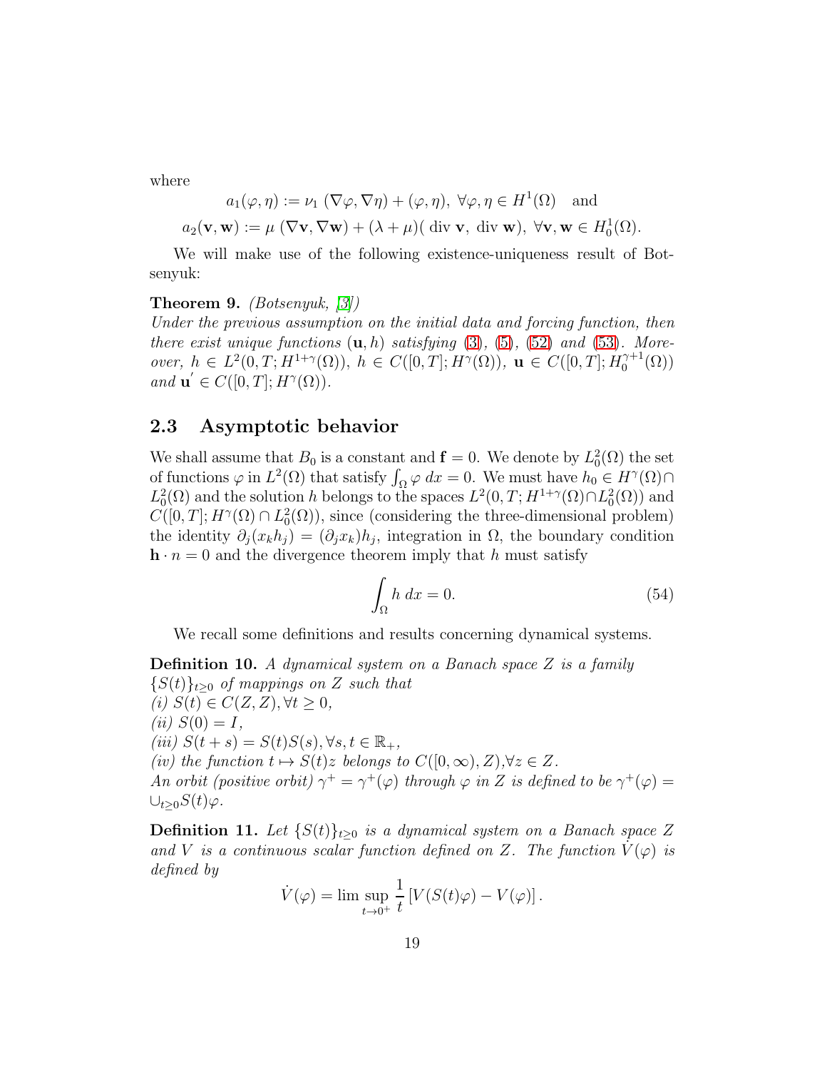where

$$a_1(\varphi, \eta) := \nu_1 \, (\nabla\varphi, \nabla\eta) + (\varphi, \eta), \; \forall \varphi, \eta \in H^1(\Omega) \quad \text{and}$$

$$a_2(\mathbf{v}, \mathbf{w}) := \mu \, (\nabla\mathbf{v}, \nabla\mathbf{w}) + (\lambda + \mu)( \text{ div } \mathbf{v}, \text{ div } \mathbf{w}), \; \forall \mathbf{v}, \mathbf{w} \in H_0^1(\Omega).$$

We will make use of the following existence-uniqueness result of Botsenyuk:

**Theorem 9.** *(Botsenyuk, [3])*
*Under the previous assumption on the initial data and forcing function, then there exist unique functions $(\mathbf{u}, h)$ satisfying (3), (5), (52) and (53). Moreover, $h \in L^2(0,T; H^{1+\gamma}(\Omega))$, $h \in C([0,T]; H^{\gamma}(\Omega))$, $\mathbf{u} \in C([0,T]; H_0^{\gamma+1}(\Omega))$ and $\mathbf{u}^{'} \in C([0,T]; H^{\gamma}(\Omega))$.*

## 2.3 Asymptotic behavior

We shall assume that $B_0$ is a constant and $\mathbf{f} = 0$. We denote by $L_0^2(\Omega)$ the set of functions $\varphi$ in $L^2(\Omega)$ that satisfy $\int_\Omega \varphi \, dx = 0$. We must have $h_0 \in H^{\gamma}(\Omega) \cap L_0^2(\Omega)$ and the solution $h$ belongs to the spaces $L^2(0,T; H^{1+\gamma}(\Omega) \cap L_0^2(\Omega))$ and $C([0,T]; H^{\gamma}(\Omega) \cap L_0^2(\Omega))$, since (considering the three-dimensional problem) the identity $\partial_j(x_k h_j) = (\partial_j x_k) h_j$, integration in $\Omega$, the boundary condition $\mathbf{h} \cdot n = 0$ and the divergence theorem imply that $h$ must satisfy

$$\int_\Omega h \; dx = 0. \tag{54}$$

We recall some definitions and results concerning dynamical systems.

**Definition 10.** *A dynamical system on a Banach space $Z$ is a family $\{S(t)\}_{t\geq 0}$ of mappings on $Z$ such that*
*(i) $S(t) \in C(Z, Z), \forall t \geq 0$,*
*(ii) $S(0) = I$,*
*(iii) $S(t+s) = S(t)S(s), \forall s, t \in \mathbb{R}_+$,*
*(iv) the function $t \mapsto S(t)z$ belongs to $C([0,\infty), Z)$,$\forall z \in Z$.*
*An orbit (positive orbit) $\gamma^+ = \gamma^+(\varphi)$ through $\varphi$ in $Z$ is defined to be $\gamma^+(\varphi) = \cup_{t\geq 0} S(t)\varphi$.*

**Definition 11.** *Let $\{S(t)\}_{t\geq 0}$ is a dynamical system on a Banach space $Z$ and $V$ is a continuous scalar function defined on $Z$. The function $\dot{V}(\varphi)$ is defined by*

$$\dot{V}(\varphi) = \limsup_{t\to 0^+} \frac{1}{t} \left[ V(S(t)\varphi) - V(\varphi) \right].$$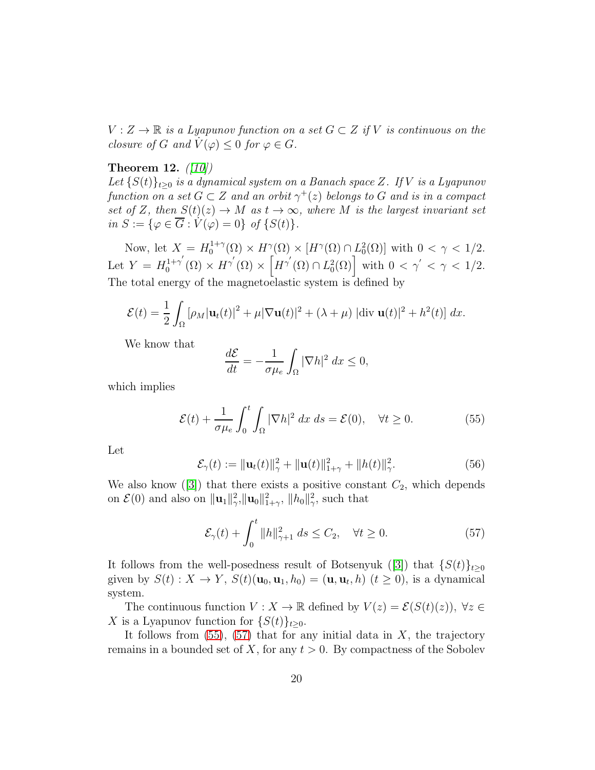*$V : Z \to \mathbb{R}$ is a Lyapunov function on a set $G \subset Z$ if $V$ is continuous on the closure of $G$ and $\dot{V}(\varphi) \leq 0$ for $\varphi \in G$.*

**Theorem 12.** *([10])*
*Let $\{S(t)\}_{t\geq 0}$ is a dynamical system on a Banach space $Z$. If $V$ is a Lyapunov function on a set $G \subset Z$ and an orbit $\gamma^+(z)$ belongs to $G$ and is in a compact set of $Z$, then $S(t)(z) \to M$ as $t \to \infty$, where $M$ is the largest invariant set in $S := \{\varphi \in \overline{G} : \dot{V}(\varphi) = 0\}$ of $\{S(t)\}$.*

Now, let $X = H_0^{1+\gamma}(\Omega) \times H^{\gamma}(\Omega) \times [H^{\gamma}(\Omega) \cap L_0^2(\Omega)]$ with $0 < \gamma < 1/2$. Let $Y = H_0^{1+\gamma'}(\Omega) \times H^{\gamma'}(\Omega) \times \left[H^{\gamma'}(\Omega) \cap L_0^2(\Omega)\right]$ with $0 < \gamma' < \gamma < 1/2$. The total energy of the magnetoelastic system is defined by

$$\mathcal{E}(t) = \frac{1}{2}\int_{\Omega} \left[\rho_M |\mathbf{u}_t(t)|^2 + \mu |\nabla \mathbf{u}(t)|^2 + (\lambda + \mu)\ |\text{div }\mathbf{u}(t)|^2 + h^2(t)\right] dx.$$

We know that

$$\frac{d\mathcal{E}}{dt} = -\frac{1}{\sigma \mu_e}\int_{\Omega} |\nabla h|^2\ dx \leq 0,$$

which implies

$$\mathcal{E}(t) + \frac{1}{\sigma \mu_e}\int_0^t \int_{\Omega} |\nabla h|^2\ dx\ ds = \mathcal{E}(0), \quad \forall t \geq 0. \tag{55}$$

Let

$$\mathcal{E}_{\gamma}(t) := \|\mathbf{u}_t(t)\|_{\gamma}^2 + \|\mathbf{u}(t)\|_{1+\gamma}^2 + \|h(t)\|_{\gamma}^2. \tag{56}$$

We also know ([3]) that there exists a positive constant $C_2$, which depends on $\mathcal{E}(0)$ and also on $\|\mathbf{u}_1\|_{\gamma}^2$,$\|\mathbf{u}_0\|_{1+\gamma}^2$, $\|h_0\|_{\gamma}^2$, such that

$$\mathcal{E}_{\gamma}(t) + \int_0^t \|h\|_{\gamma+1}^2\ ds \leq C_2, \quad \forall t \geq 0. \tag{57}$$

It follows from the well-posedness result of Botsenyuk ([3]) that $\{S(t)\}_{t\geq 0}$ given by $S(t) : X \to Y$, $S(t)(\mathbf{u}_0, \mathbf{u}_1, h_0) = (\mathbf{u}, \mathbf{u}_t, h)$ $(t \geq 0)$, is a dynamical system.

The continuous function $V : X \to \mathbb{R}$ defined by $V(z) = \mathcal{E}(S(t)(z))$, $\forall z \in X$ is a Lyapunov function for $\{S(t)\}_{t\geq 0}$.

It follows from (55), (57) that for any initial data in $X$, the trajectory remains in a bounded set of $X$, for any $t > 0$. By compactness of the Sobolev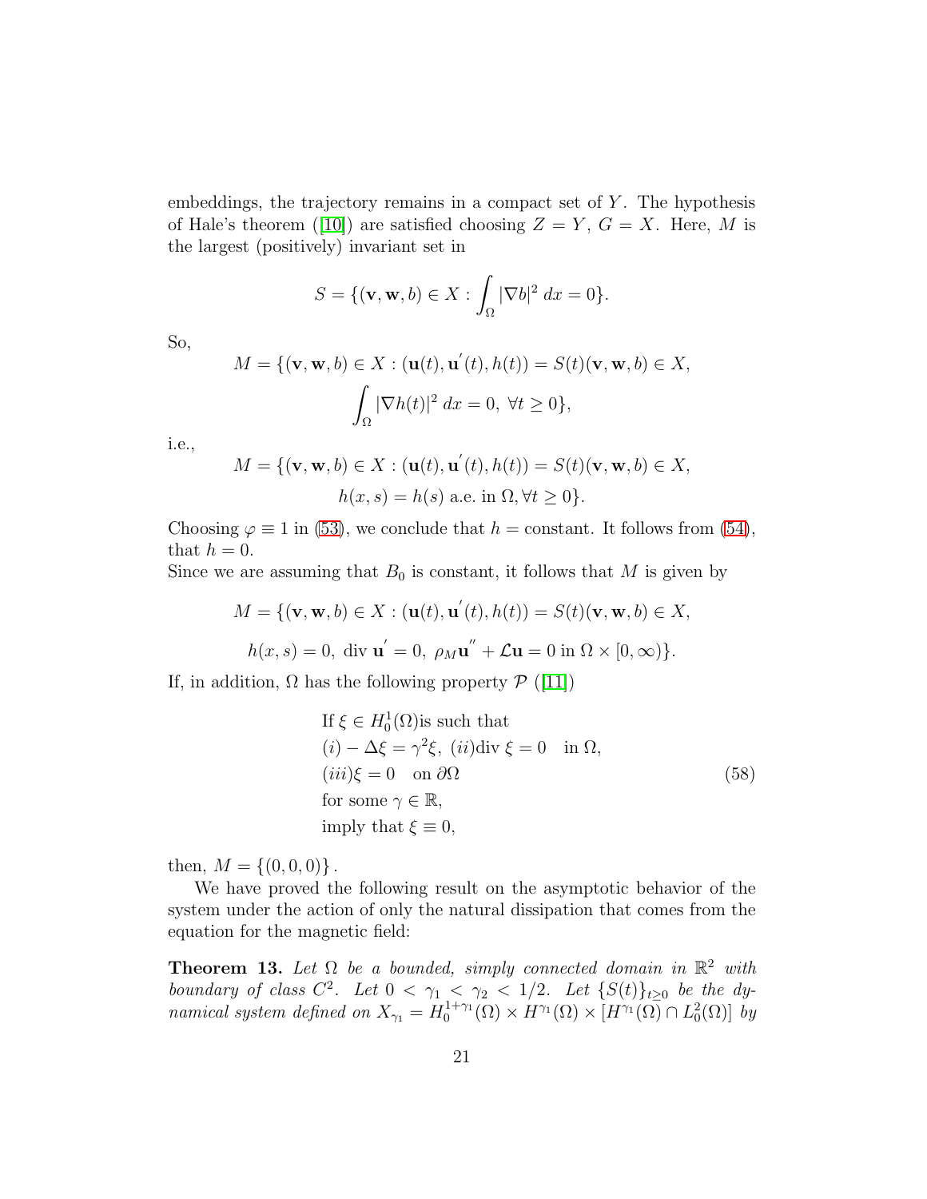embeddings, the trajectory remains in a compact set of $Y$. The hypothesis of Hale's theorem ([10]) are satisfied choosing $Z = Y$, $G = X$. Here, $M$ is the largest (positively) invariant set in

$$S = \{(\mathbf{v}, \mathbf{w}, b) \in X : \int_\Omega |\nabla b|^2 \, dx = 0\}.$$

So,

$$M = \{(\mathbf{v}, \mathbf{w}, b) \in X : (\mathbf{u}(t), \mathbf{u}^{'}(t), h(t)) = S(t)(\mathbf{v}, \mathbf{w}, b) \in X,$$
$$\int_\Omega |\nabla h(t)|^2 \, dx = 0, \ \forall t \geq 0\},$$

i.e.,

$$M = \{(\mathbf{v}, \mathbf{w}, b) \in X : (\mathbf{u}(t), \mathbf{u}^{'}(t), h(t)) = S(t)(\mathbf{v}, \mathbf{w}, b) \in X,$$
$$h(x, s) = h(s) \text{ a.e. in } \Omega, \forall t \geq 0\}.$$

Choosing $\varphi \equiv 1$ in (53), we conclude that $h =$ constant. It follows from (54), that $h = 0$.
Since we are assuming that $B_0$ is constant, it follows that $M$ is given by

$$M = \{(\mathbf{v}, \mathbf{w}, b) \in X : (\mathbf{u}(t), \mathbf{u}^{'}(t), h(t)) = S(t)(\mathbf{v}, \mathbf{w}, b) \in X,$$
$$h(x, s) = 0, \ \text{div } \mathbf{u}^{'} = 0, \ \rho_M \mathbf{u}^{''} + \mathcal{L}\mathbf{u} = 0 \text{ in } \Omega \times [0, \infty)\}.$$

If, in addition, $\Omega$ has the following property $\mathcal{P}$ ([11])

$$\begin{aligned}
&\text{If } \xi \in H_0^1(\Omega) \text{is such that} \\
&(i) - \Delta\xi = \gamma^2 \xi, \ (ii) \text{div } \xi = 0 \quad \text{in } \Omega, \\
&(iii) \xi = 0 \quad \text{on } \partial\Omega \\
&\text{for some } \gamma \in \mathbb{R}, \\
&\text{imply that } \xi \equiv 0,
\end{aligned} \tag{58}$$

then, $M = \{(0, 0, 0)\}$.

We have proved the following result on the asymptotic behavior of the system under the action of only the natural dissipation that comes from the equation for the magnetic field:

**Theorem 13.** *Let $\Omega$ be a bounded, simply connected domain in $\mathbb{R}^2$ with boundary of class $C^2$. Let $0 < \gamma_1 < \gamma_2 < 1/2$. Let $\{S(t)\}_{t \geq 0}$ be the dynamical system defined on $X_{\gamma_1} = H_0^{1+\gamma_1}(\Omega) \times H^{\gamma_1}(\Omega) \times [H^{\gamma_1}(\Omega) \cap L_0^2(\Omega)]$ by*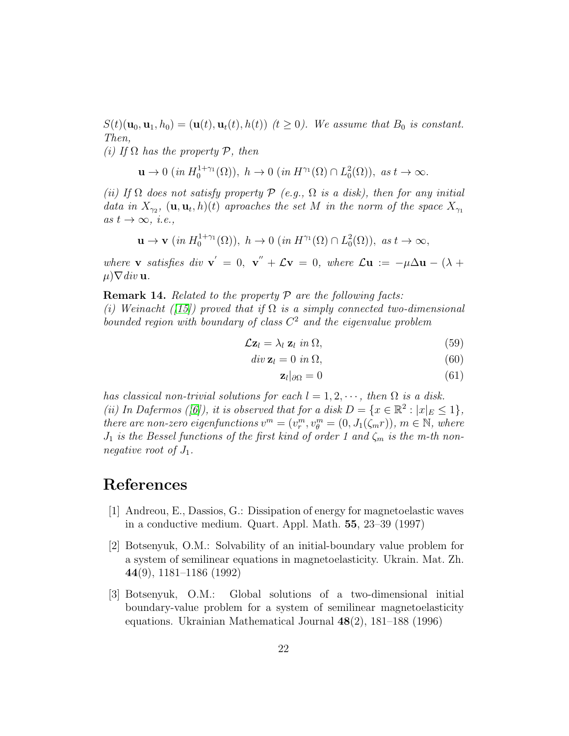$S(t)(\mathbf{u}_0, \mathbf{u}_1, h_0) = (\mathbf{u}(t), \mathbf{u}_t(t), h(t))$ $(t \geq 0)$. *We assume that $B_0$ is constant. Then,*

*(i) If $\Omega$ has the property $\mathcal{P}$, then*

$$\mathbf{u} \to 0 \ (in\ H_0^{1+\gamma_1}(\Omega)),\ h \to 0 \ (in\ H^{\gamma_1}(\Omega) \cap L_0^2(\Omega)),\ as\ t \to \infty.$$

*(ii) If $\Omega$ does not satisfy property $\mathcal{P}$ (e.g., $\Omega$ is a disk), then for any initial data in $X_{\gamma_2}$, $(\mathbf{u}, \mathbf{u}_t, h)(t)$ aproaches the set $M$ in the norm of the space $X_{\gamma_1}$ as $t \to \infty$, i.e.,*

$$\mathbf{u} \to \mathbf{v} \ (in\ H_0^{1+\gamma_1}(\Omega)),\ h \to 0 \ (in\ H^{\gamma_1}(\Omega) \cap L_0^2(\Omega)),\ as\ t \to \infty,$$

*where $\mathbf{v}$ satisfies $div\ \mathbf{v}' = 0$, $\mathbf{v}'' + \mathcal{L}\mathbf{v} = 0$, where $\mathcal{L}\mathbf{u} := -\mu\Delta\mathbf{u} - (\lambda + \mu)\nabla div\,\mathbf{u}$.*

**Remark 14.** *Related to the property $\mathcal{P}$ are the following facts:*

*(i) Weinacht ([15]) proved that if $\Omega$ is a simply connected two-dimensional bounded region with boundary of class $C^2$ and the eigenvalue problem*

$$\mathcal{L}\mathbf{z}_l = \lambda_l\ \mathbf{z}_l \ in\ \Omega, \tag{59}$$

$$div\,\mathbf{z}_l = 0 \ in\ \Omega, \tag{60}$$

$$\mathbf{z}_l|_{\partial\Omega} = 0 \tag{61}$$

*has classical non-trivial solutions for each $l = 1, 2, \cdots$, then $\Omega$ is a disk.*

*(ii) In Dafermos ([6]), it is observed that for a disk $D = \{x \in \mathbb{R}^2 : |x|_E \leq 1\}$, there are non-zero eigenfunctions $v^m = (v_r^m, v_\theta^m = (0, J_1(\zeta_m r))$, $m \in \mathbb{N}$, where $J_1$ is the Bessel functions of the first kind of order 1 and $\zeta_m$ is the m-th non-negative root of $J_1$.*

# References

[1] Andreou, E., Dassios, G.: Dissipation of energy for magnetoelastic waves in a conductive medium. Quart. Appl. Math. **55**, 23–39 (1997)

[2] Botsenyuk, O.M.: Solvability of an initial-boundary value problem for a system of semilinear equations in magnetoelasticity. Ukrain. Mat. Zh. **44**(9), 1181–1186 (1992)

[3] Botsenyuk, O.M.: Global solutions of a two-dimensional initial boundary-value problem for a system of semilinear magnetoelasticity equations. Ukrainian Mathematical Journal **48**(2), 181–188 (1996)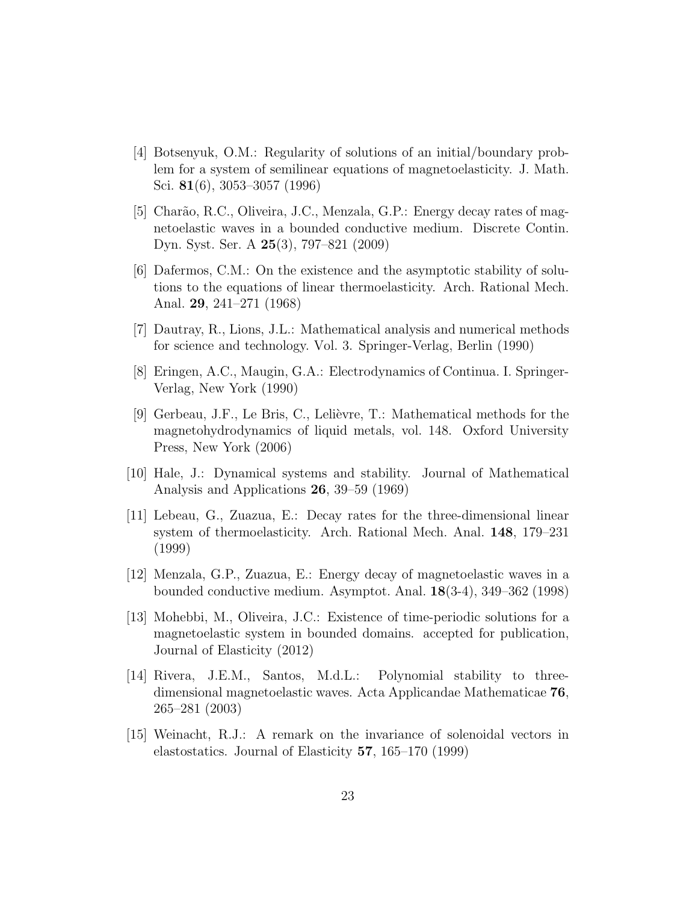[4] Botsenyuk, O.M.: Regularity of solutions of an initial/boundary problem for a system of semilinear equations of magnetoelasticity. J. Math. Sci. **81**(6), 3053–3057 (1996)

[5] Charão, R.C., Oliveira, J.C., Menzala, G.P.: Energy decay rates of magnetoelastic waves in a bounded conductive medium. Discrete Contin. Dyn. Syst. Ser. A **25**(3), 797–821 (2009)

[6] Dafermos, C.M.: On the existence and the asymptotic stability of solutions to the equations of linear thermoelasticity. Arch. Rational Mech. Anal. **29**, 241–271 (1968)

[7] Dautray, R., Lions, J.L.: Mathematical analysis and numerical methods for science and technology. Vol. 3. Springer-Verlag, Berlin (1990)

[8] Eringen, A.C., Maugin, G.A.: Electrodynamics of Continua. I. Springer-Verlag, New York (1990)

[9] Gerbeau, J.F., Le Bris, C., Lelièvre, T.: Mathematical methods for the magnetohydrodynamics of liquid metals, vol. 148. Oxford University Press, New York (2006)

[10] Hale, J.: Dynamical systems and stability. Journal of Mathematical Analysis and Applications **26**, 39–59 (1969)

[11] Lebeau, G., Zuazua, E.: Decay rates for the three-dimensional linear system of thermoelasticity. Arch. Rational Mech. Anal. **148**, 179–231 (1999)

[12] Menzala, G.P., Zuazua, E.: Energy decay of magnetoelastic waves in a bounded conductive medium. Asymptot. Anal. **18**(3-4), 349–362 (1998)

[13] Mohebbi, M., Oliveira, J.C.: Existence of time-periodic solutions for a magnetoelastic system in bounded domains. accepted for publication, Journal of Elasticity (2012)

[14] Rivera, J.E.M., Santos, M.d.L.: Polynomial stability to three-dimensional magnetoelastic waves. Acta Applicandae Mathematicae **76**, 265–281 (2003)

[15] Weinacht, R.J.: A remark on the invariance of solenoidal vectors in elastostatics. Journal of Elasticity **57**, 165–170 (1999)